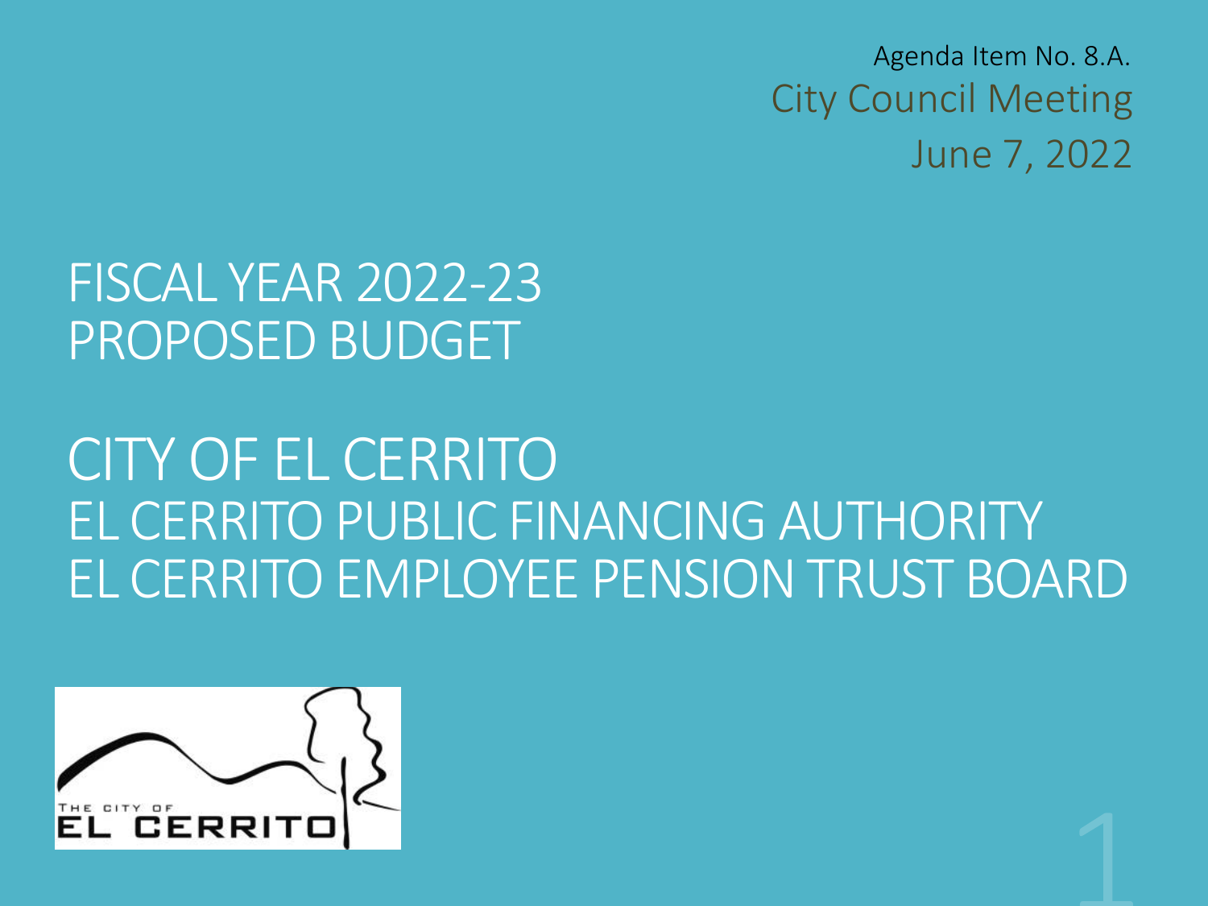Agenda Item No. 8.A.

City Council Meeting

June 7, 2022

# FISCAL YEAR 2022-23 PROPOSED BUDGET

# CITY OF EL CERRITO
# EL CERRITO PUBLIC FINANCING AUTHORITY
# EL CERRITO EMPLOYEE PENSION TRUST BOARD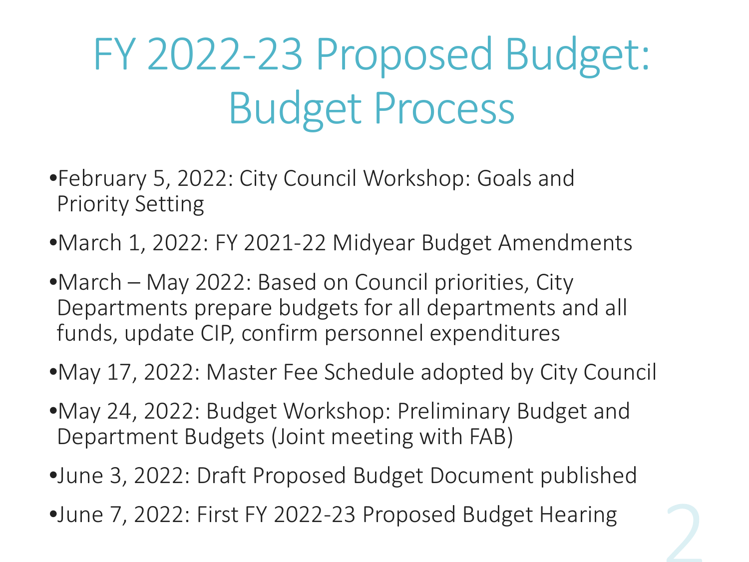# FY 2022-23 Proposed Budget: Budget Process

- February 5, 2022: City Council Workshop: Goals and Priority Setting
- March 1, 2022: FY 2021-22 Midyear Budget Amendments
- March – May 2022: Based on Council priorities, City Departments prepare budgets for all departments and all funds, update CIP, confirm personnel expenditures
- May 17, 2022: Master Fee Schedule adopted by City Council
- May 24, 2022: Budget Workshop: Preliminary Budget and Department Budgets (Joint meeting with FAB)
- June 3, 2022: Draft Proposed Budget Document published
- June 7, 2022: First FY 2022-23 Proposed Budget Hearing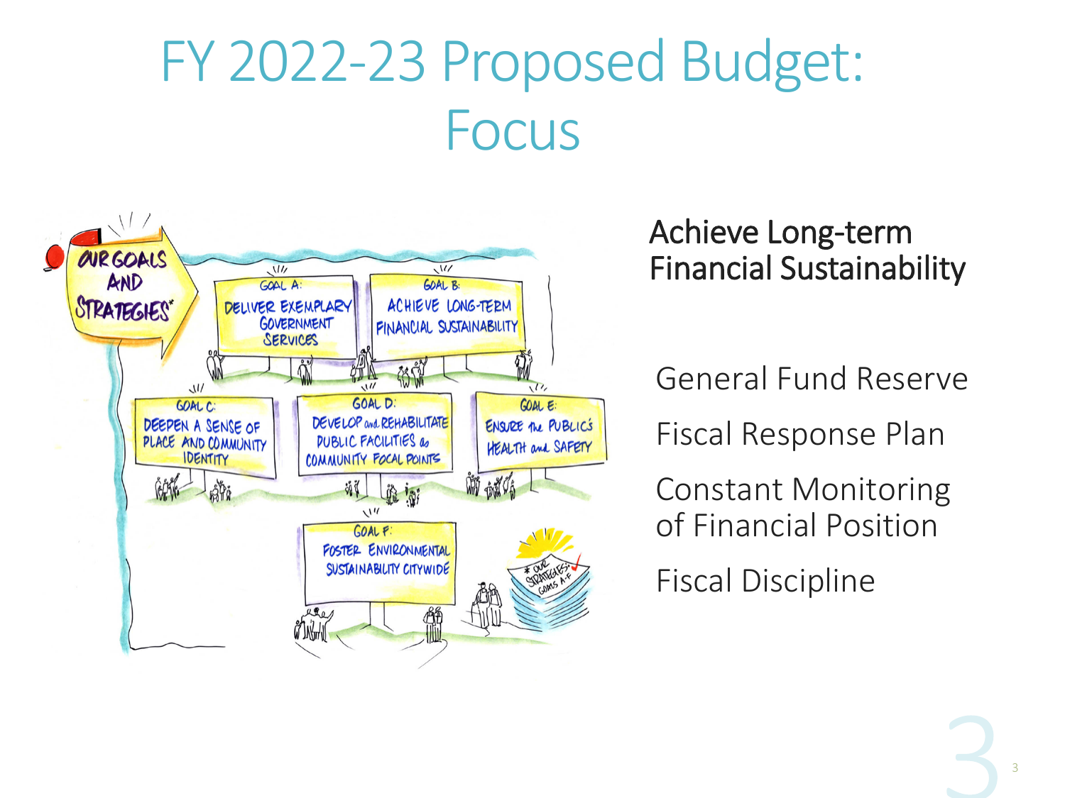# FY 2022-23 Proposed Budget: Focus

OUR GOALS AND STRATEGIES*

GOAL A: DELIVER EXEMPLARY GOVERNMENT SERVICES

GOAL B: ACHIEVE LONG-TERM FINANCIAL SUSTAINABILITY

GOAL C: DEEPEN A SENSE OF PLACE AND COMMUNITY IDENTITY

GOAL D: DEVELOP and REHABILITATE PUBLIC FACILITIES as COMMUNITY FOCAL POINTS

GOAL E: ENSURE the PUBLIC'S HEALTH and SAFETY

GOAL F: FOSTER ENVIRONMENTAL SUSTAINABILITY CITYWIDE

* OUR STRATEGIES: GOALS A-F

## Achieve Long-term Financial Sustainability

General Fund Reserve

Fiscal Response Plan

Constant Monitoring of Financial Position

Fiscal Discipline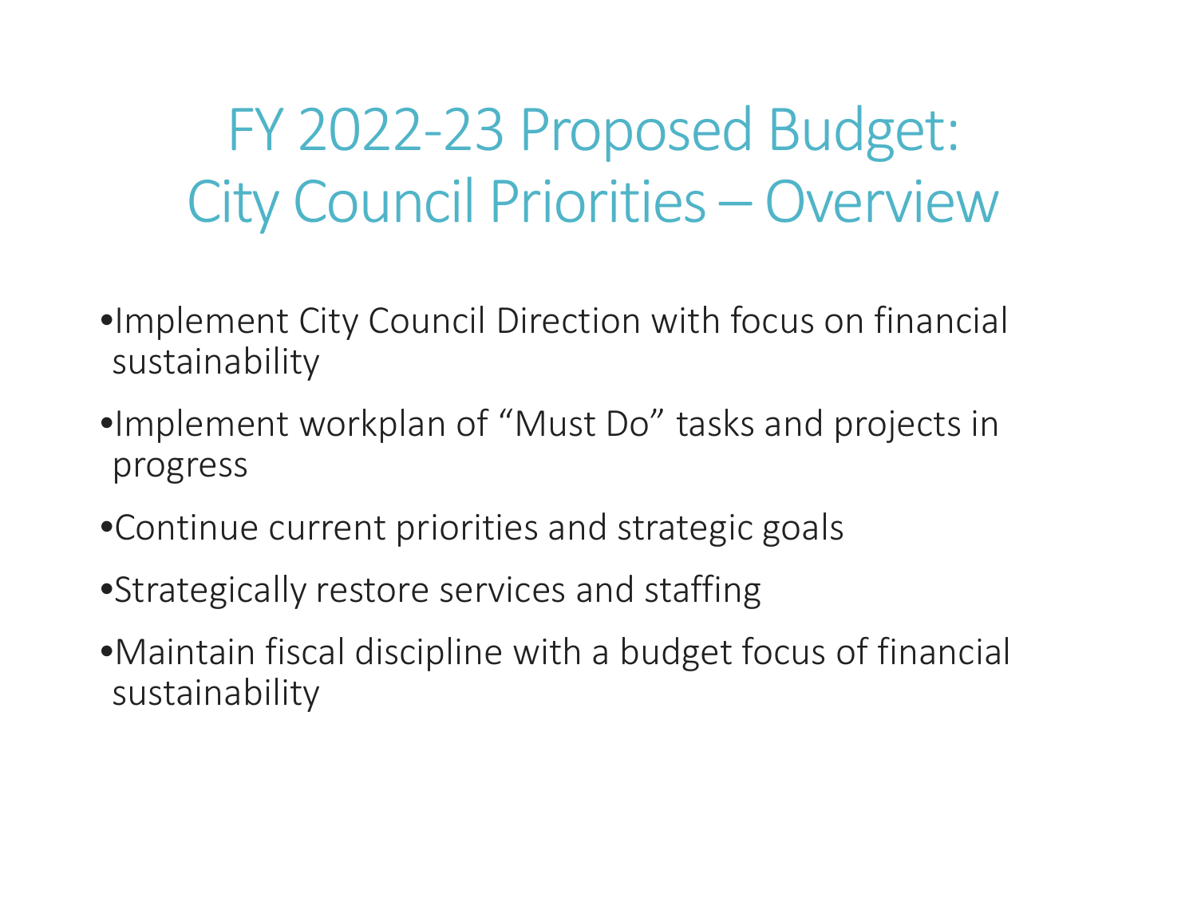# FY 2022-23 Proposed Budget: City Council Priorities – Overview

- Implement City Council Direction with focus on financial sustainability
- Implement workplan of "Must Do" tasks and projects in progress
- Continue current priorities and strategic goals
- Strategically restore services and staffing
- Maintain fiscal discipline with a budget focus of financial sustainability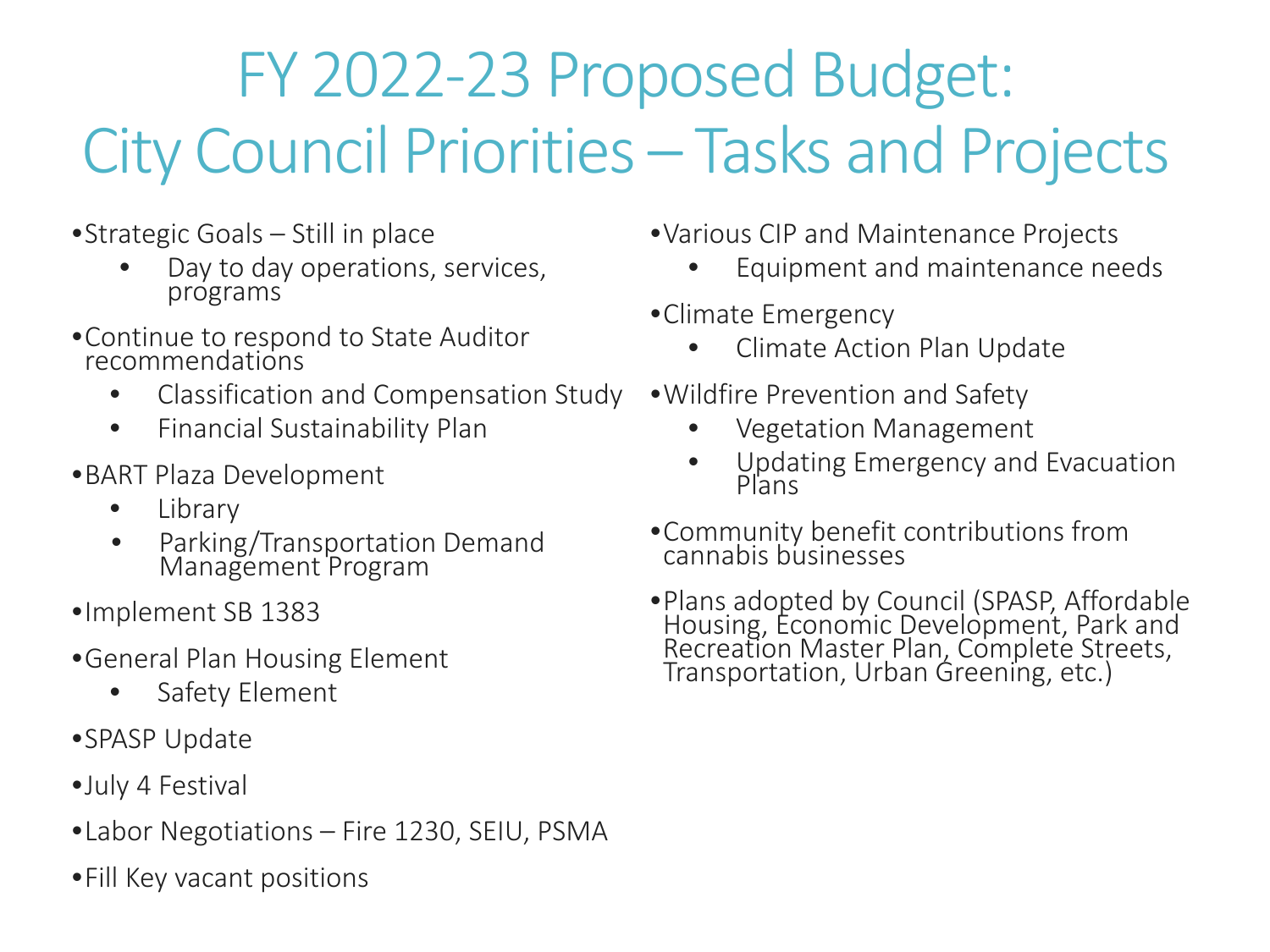# FY 2022-23 Proposed Budget: City Council Priorities – Tasks and Projects

- Strategic Goals – Still in place
  - Day to day operations, services, programs
- Continue to respond to State Auditor recommendations
  - Classification and Compensation Study
  - Financial Sustainability Plan
- BART Plaza Development
  - Library
  - Parking/Transportation Demand Management Program
- Implement SB 1383
- General Plan Housing Element
  - Safety Element
- SPASP Update
- July 4 Festival
- Labor Negotiations – Fire 1230, SEIU, PSMA
- Fill Key vacant positions
- Various CIP and Maintenance Projects
  - Equipment and maintenance needs
- Climate Emergency
  - Climate Action Plan Update
- Wildfire Prevention and Safety
  - Vegetation Management
  - Updating Emergency and Evacuation Plans
- Community benefit contributions from cannabis businesses
- Plans adopted by Council (SPASP, Affordable Housing, Economic Development, Park and Recreation Master Plan, Complete Streets, Transportation, Urban Greening, etc.)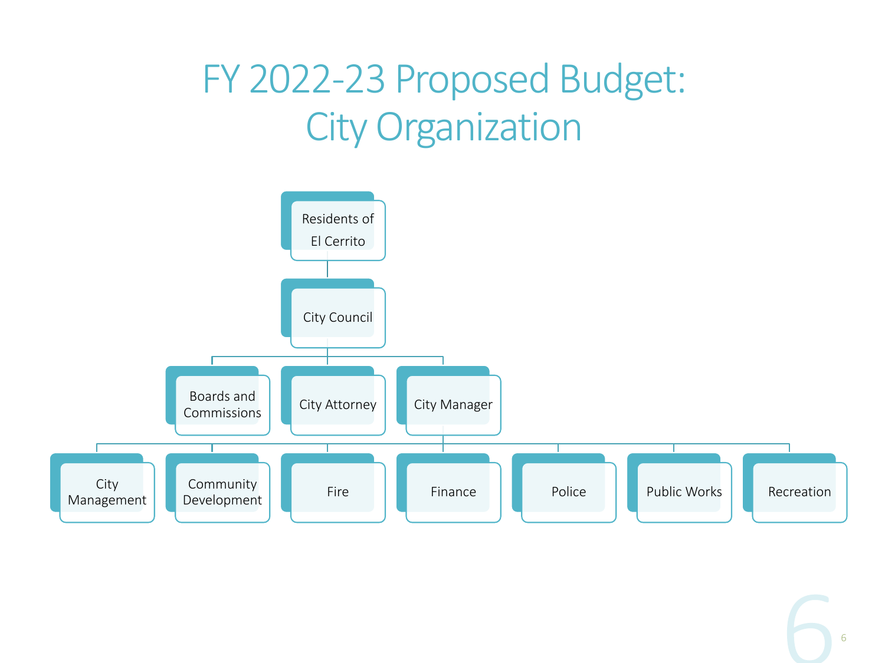# FY 2022-23 Proposed Budget: City Organization

- Residents of El Cerrito
  - City Council
    - Boards and Commissions
    - City Attorney
    - City Manager
      - City Management
      - Community Development
      - Fire
      - Finance
      - Police
      - Public Works
      - Recreation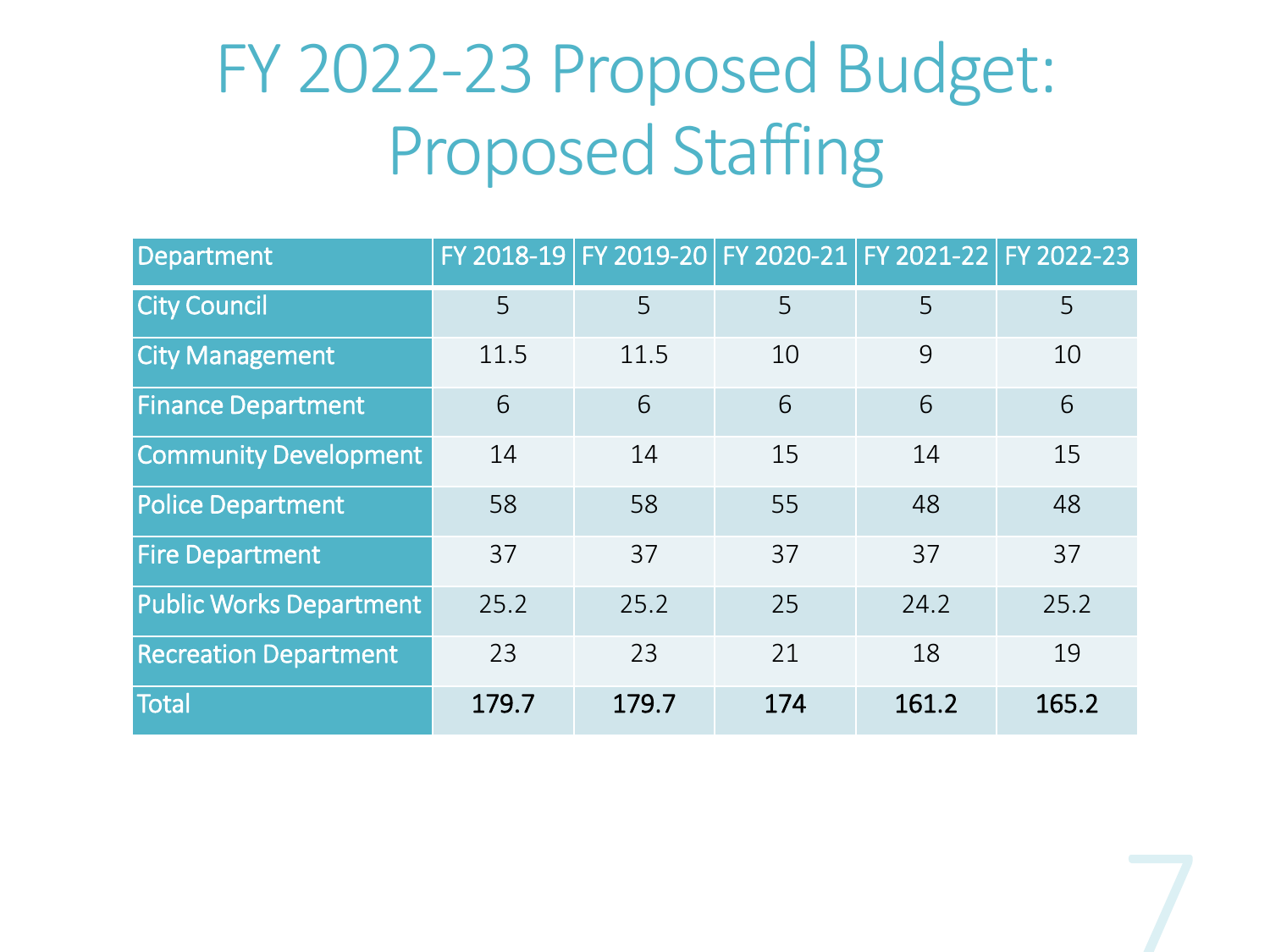# FY 2022-23 Proposed Budget: Proposed Staffing

| Department | FY 2018-19 | FY 2019-20 | FY 2020-21 | FY 2021-22 | FY 2022-23 |
|---|---|---|---|---|---|
| City Council | 5 | 5 | 5 | 5 | 5 |
| City Management | 11.5 | 11.5 | 10 | 9 | 10 |
| Finance Department | 6 | 6 | 6 | 6 | 6 |
| Community Development | 14 | 14 | 15 | 14 | 15 |
| Police Department | 58 | 58 | 55 | 48 | 48 |
| Fire Department | 37 | 37 | 37 | 37 | 37 |
| Public Works Department | 25.2 | 25.2 | 25 | 24.2 | 25.2 |
| Recreation Department | 23 | 23 | 21 | 18 | 19 |
| Total | **179.7** | **179.7** | **174** | **161.2** | **165.2** |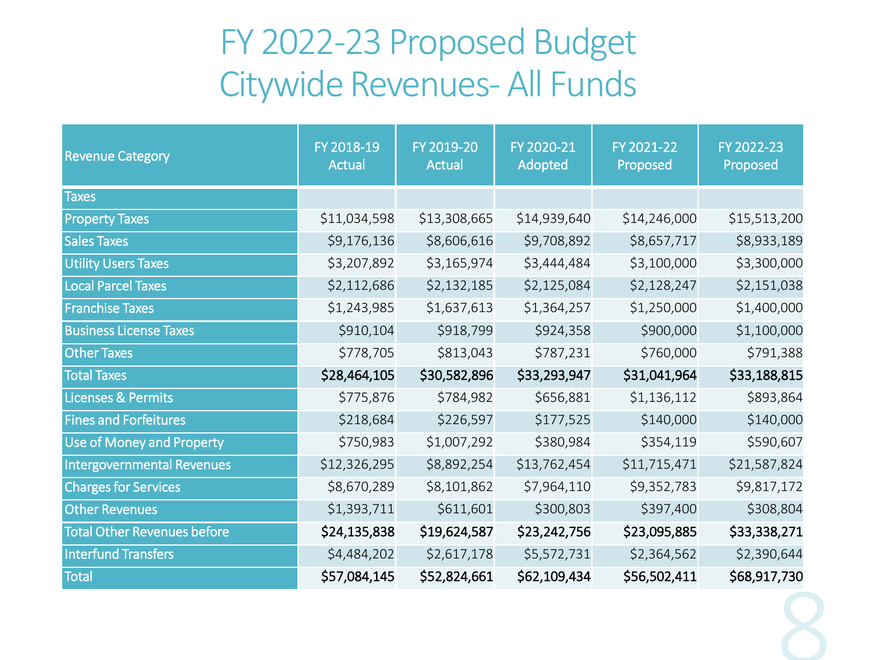# FY 2022-23 Proposed Budget
# Citywide Revenues- All Funds

| Revenue Category | FY 2018-19 Actual | FY 2019-20 Actual | FY 2020-21 Adopted | FY 2021-22 Proposed | FY 2022-23 Proposed |
|---|---|---|---|---|---|
| Taxes | | | | | |
| Property Taxes | $11,034,598 | $13,308,665 | $14,939,640 | $14,246,000 | $15,513,200 |
| Sales Taxes | $9,176,136 | $8,606,616 | $9,708,892 | $8,657,717 | $8,933,189 |
| Utility Users Taxes | $3,207,892 | $3,165,974 | $3,444,484 | $3,100,000 | $3,300,000 |
| Local Parcel Taxes | $2,112,686 | $2,132,185 | $2,125,084 | $2,128,247 | $2,151,038 |
| Franchise Taxes | $1,243,985 | $1,637,613 | $1,364,257 | $1,250,000 | $1,400,000 |
| Business License Taxes | $910,104 | $918,799 | $924,358 | $900,000 | $1,100,000 |
| Other Taxes | $778,705 | $813,043 | $787,231 | $760,000 | $791,388 |
| Total Taxes | **$28,464,105** | **$30,582,896** | **$33,293,947** | **$31,041,964** | **$33,188,815** |
| Licenses & Permits | $775,876 | $784,982 | $656,881 | $1,136,112 | $893,864 |
| Fines and Forfeitures | $218,684 | $226,597 | $177,525 | $140,000 | $140,000 |
| Use of Money and Property | $750,983 | $1,007,292 | $380,984 | $354,119 | $590,607 |
| Intergovernmental Revenues | $12,326,295 | $8,892,254 | $13,762,454 | $11,715,471 | $21,587,824 |
| Charges for Services | $8,670,289 | $8,101,862 | $7,964,110 | $9,352,783 | $9,817,172 |
| Other Revenues | $1,393,711 | $611,601 | $300,803 | $397,400 | $308,804 |
| Total Other Revenues before | **$24,135,838** | **$19,624,587** | **$23,242,756** | **$23,095,885** | **$33,338,271** |
| Interfund Transfers | $4,484,202 | $2,617,178 | $5,572,731 | $2,364,562 | $2,390,644 |
| Total | **$57,084,145** | **$52,824,661** | **$62,109,434** | **$56,502,411** | **$68,917,730** |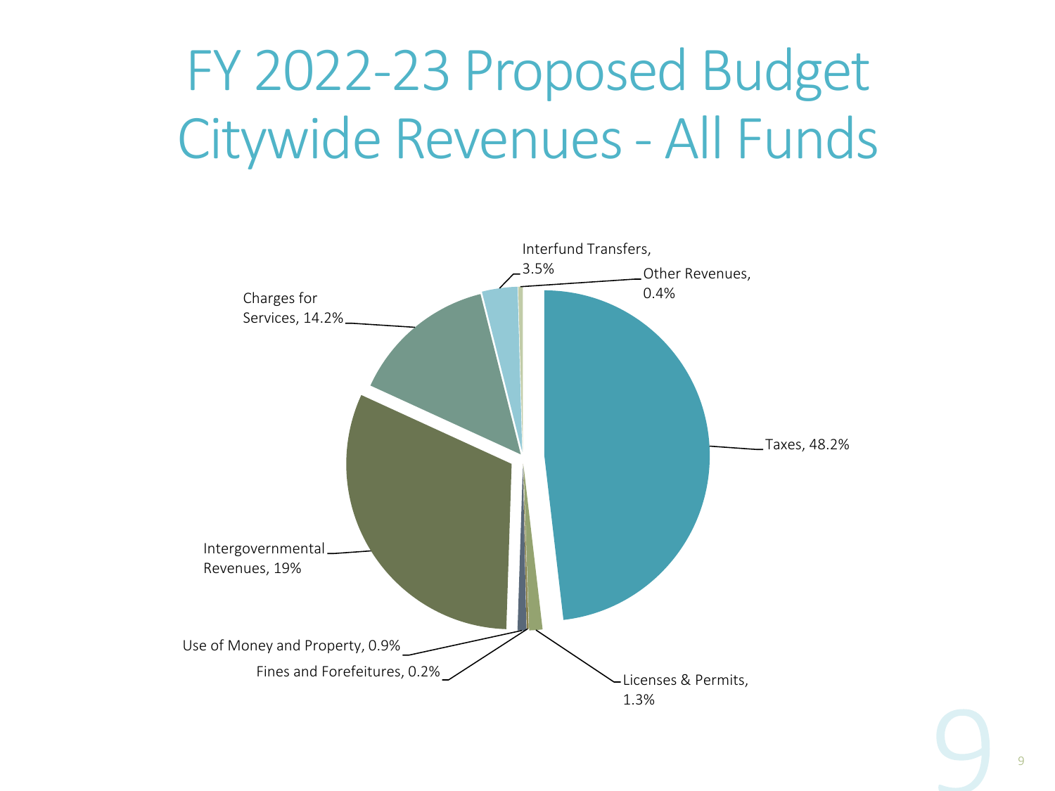# FY 2022-23 Proposed Budget Citywide Revenues - All Funds

- Taxes, 48.2%
- Licenses & Permits, 1.3%
- Fines and Forefeitures, 0.2%
- Use of Money and Property, 0.9%
- Intergovernmental Revenues, 19%
- Charges for Services, 14.2%
- Interfund Transfers, 3.5%
- Other Revenues, 0.4%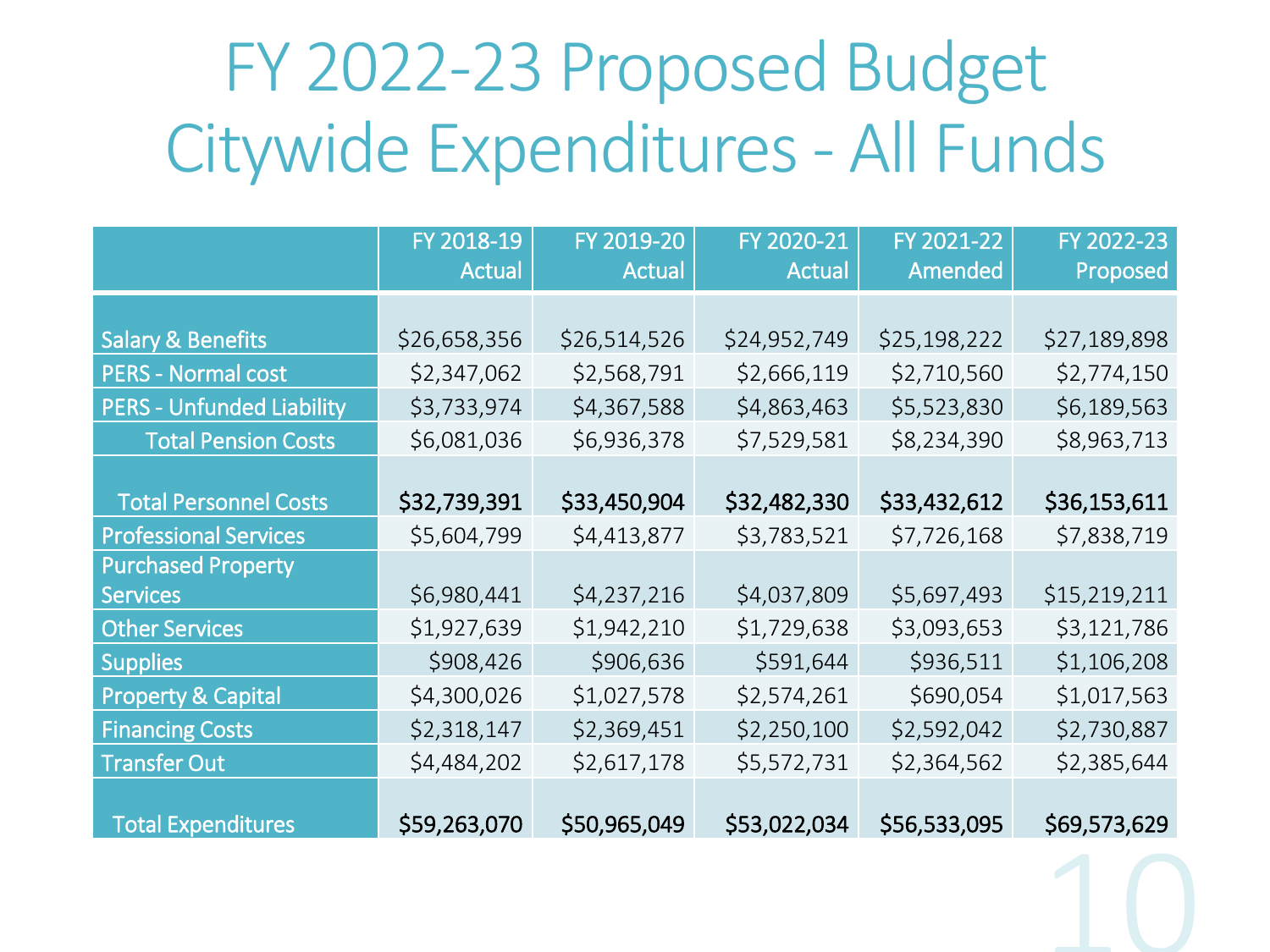# FY 2022-23 Proposed Budget Citywide Expenditures - All Funds

| | FY 2018-19 Actual | FY 2019-20 Actual | FY 2020-21 Actual | FY 2021-22 Amended | FY 2022-23 Proposed |
|---|---|---|---|---|---|
| Salary & Benefits | $26,658,356 | $26,514,526 | $24,952,749 | $25,198,222 | $27,189,898 |
| PERS - Normal cost | $2,347,062 | $2,568,791 | $2,666,119 | $2,710,560 | $2,774,150 |
| PERS - Unfunded Liability | $3,733,974 | $4,367,588 | $4,863,463 | $5,523,830 | $6,189,563 |
| Total Pension Costs | $6,081,036 | $6,936,378 | $7,529,581 | $8,234,390 | $8,963,713 |
| Total Personnel Costs | **$32,739,391** | **$33,450,904** | **$32,482,330** | **$33,432,612** | **$36,153,611** |
| Professional Services | $5,604,799 | $4,413,877 | $3,783,521 | $7,726,168 | $7,838,719 |
| Purchased Property Services | $6,980,441 | $4,237,216 | $4,037,809 | $5,697,493 | $15,219,211 |
| Other Services | $1,927,639 | $1,942,210 | $1,729,638 | $3,093,653 | $3,121,786 |
| Supplies | $908,426 | $906,636 | $591,644 | $936,511 | $1,106,208 |
| Property & Capital | $4,300,026 | $1,027,578 | $2,574,261 | $690,054 | $1,017,563 |
| Financing Costs | $2,318,147 | $2,369,451 | $2,250,100 | $2,592,042 | $2,730,887 |
| Transfer Out | $4,484,202 | $2,617,178 | $5,572,731 | $2,364,562 | $2,385,644 |
| Total Expenditures | **$59,263,070** | **$50,965,049** | **$53,022,034** | **$56,533,095** | **$69,573,629** |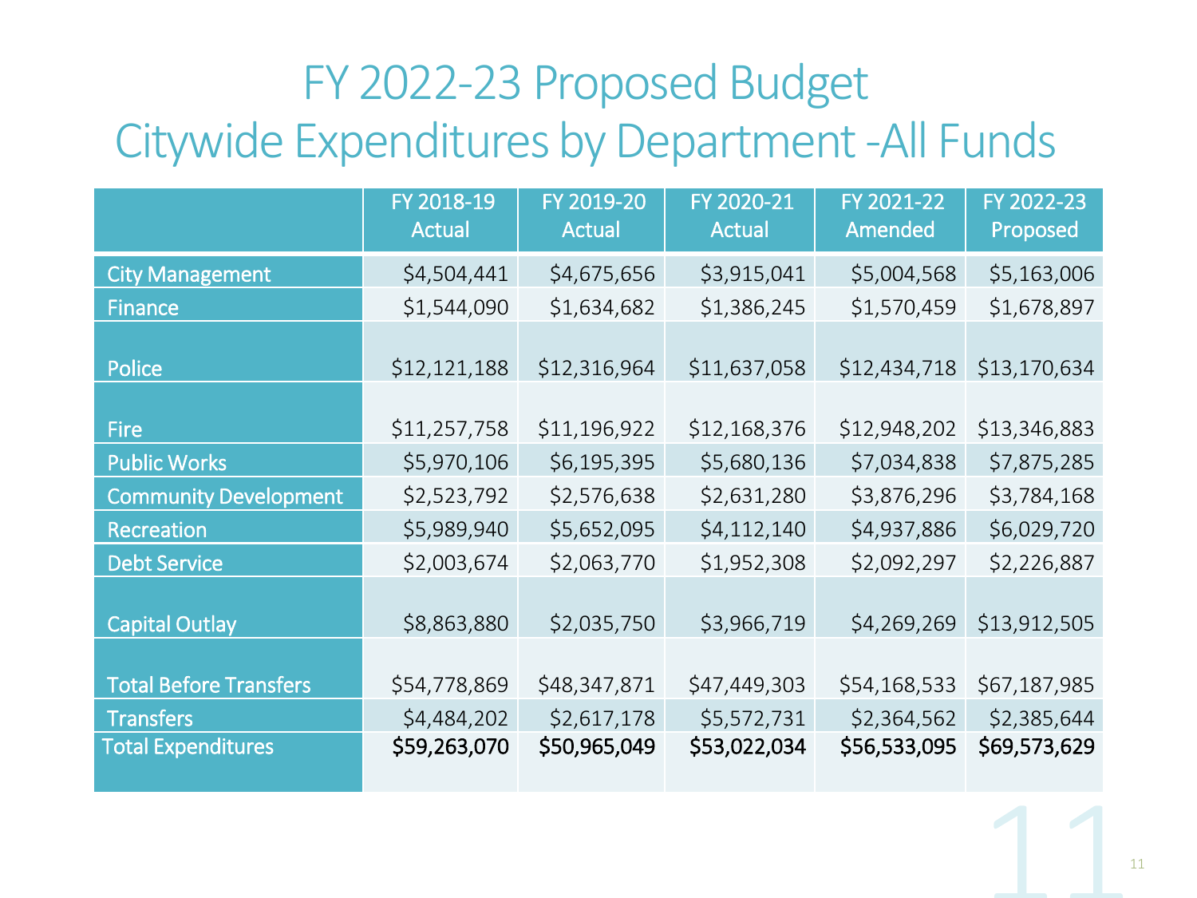# FY 2022-23 Proposed Budget
## Citywide Expenditures by Department -All Funds

| | FY 2018-19 Actual | FY 2019-20 Actual | FY 2020-21 Actual | FY 2021-22 Amended | FY 2022-23 Proposed |
|---|---|---|---|---|---|
| City Management | $4,504,441 | $4,675,656 | $3,915,041 | $5,004,568 | $5,163,006 |
| Finance | $1,544,090 | $1,634,682 | $1,386,245 | $1,570,459 | $1,678,897 |
| Police | $12,121,188 | $12,316,964 | $11,637,058 | $12,434,718 | $13,170,634 |
| Fire | $11,257,758 | $11,196,922 | $12,168,376 | $12,948,202 | $13,346,883 |
| Public Works | $5,970,106 | $6,195,395 | $5,680,136 | $7,034,838 | $7,875,285 |
| Community Development | $2,523,792 | $2,576,638 | $2,631,280 | $3,876,296 | $3,784,168 |
| Recreation | $5,989,940 | $5,652,095 | $4,112,140 | $4,937,886 | $6,029,720 |
| Debt Service | $2,003,674 | $2,063,770 | $1,952,308 | $2,092,297 | $2,226,887 |
| Capital Outlay | $8,863,880 | $2,035,750 | $3,966,719 | $4,269,269 | $13,912,505 |
| Total Before Transfers | $54,778,869 | $48,347,871 | $47,449,303 | $54,168,533 | $67,187,985 |
| Transfers | $4,484,202 | $2,617,178 | $5,572,731 | $2,364,562 | $2,385,644 |
| Total Expenditures | **$59,263,070** | **$50,965,049** | **$53,022,034** | **$56,533,095** | **$69,573,629** |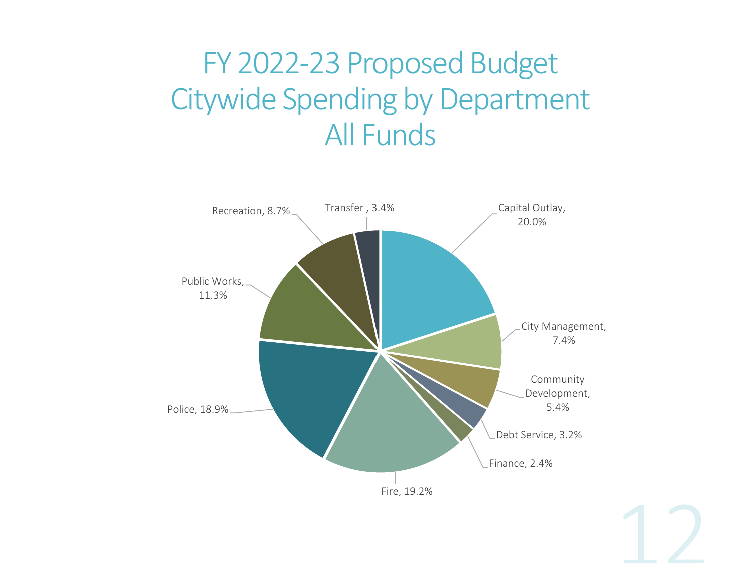# FY 2022-23 Proposed Budget Citywide Spending by Department All Funds

| Department | Percentage |
|---|---|
| Capital Outlay | 20.0% |
| City Management | 7.4% |
| Community Development | 5.4% |
| Debt Service | 3.2% |
| Finance | 2.4% |
| Fire | 19.2% |
| Police | 18.9% |
| Public Works | 11.3% |
| Recreation | 8.7% |
| Transfer | 3.4% |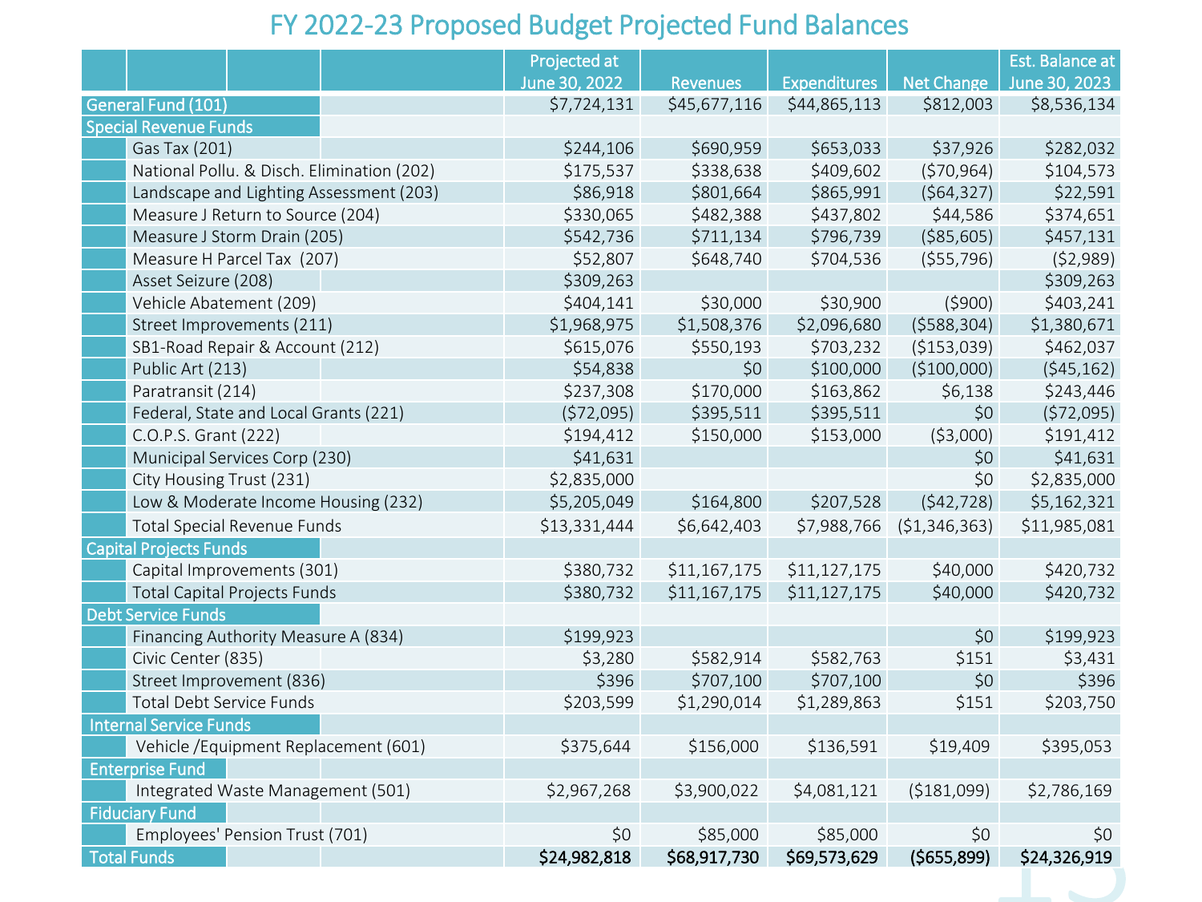# FY 2022-23 Proposed Budget Projected Fund Balances

| | Projected at June 30, 2022 | Revenues | Expenditures | Net Change | Est. Balance at June 30, 2023 |
|---|---|---|---|---|---|
| General Fund (101) | $7,724,131 | $45,677,116 | $44,865,113 | $812,003 | $8,536,134 |
| Special Revenue Funds | | | | | |
| Gas Tax (201) | $244,106 | $690,959 | $653,033 | $37,926 | $282,032 |
| National Pollu. & Disch. Elimination (202) | $175,537 | $338,638 | $409,602 | ($70,964) | $104,573 |
| Landscape and Lighting Assessment (203) | $86,918 | $801,664 | $865,991 | ($64,327) | $22,591 |
| Measure J Return to Source (204) | $330,065 | $482,388 | $437,802 | $44,586 | $374,651 |
| Measure J Storm Drain (205) | $542,736 | $711,134 | $796,739 | ($85,605) | $457,131 |
| Measure H Parcel Tax (207) | $52,807 | $648,740 | $704,536 | ($55,796) | ($2,989) |
| Asset Seizure (208) | $309,263 | | | | $309,263 |
| Vehicle Abatement (209) | $404,141 | $30,000 | $30,900 | ($900) | $403,241 |
| Street Improvements (211) | $1,968,975 | $1,508,376 | $2,096,680 | ($588,304) | $1,380,671 |
| SB1-Road Repair & Account (212) | $615,076 | $550,193 | $703,232 | ($153,039) | $462,037 |
| Public Art (213) | $54,838 | $0 | $100,000 | ($100,000) | ($45,162) |
| Paratransit (214) | $237,308 | $170,000 | $163,862 | $6,138 | $243,446 |
| Federal, State and Local Grants (221) | ($72,095) | $395,511 | $395,511 | $0 | ($72,095) |
| C.O.P.S. Grant (222) | $194,412 | $150,000 | $153,000 | ($3,000) | $191,412 |
| Municipal Services Corp (230) | $41,631 | | | $0 | $41,631 |
| City Housing Trust (231) | $2,835,000 | | | $0 | $2,835,000 |
| Low & Moderate Income Housing (232) | $5,205,049 | $164,800 | $207,528 | ($42,728) | $5,162,321 |
| Total Special Revenue Funds | $13,331,444 | $6,642,403 | $7,988,766 | ($1,346,363) | $11,985,081 |
| Capital Projects Funds | | | | | |
| Capital Improvements (301) | $380,732 | $11,167,175 | $11,127,175 | $40,000 | $420,732 |
| Total Capital Projects Funds | $380,732 | $11,167,175 | $11,127,175 | $40,000 | $420,732 |
| Debt Service Funds | | | | | |
| Financing Authority Measure A (834) | $199,923 | | | $0 | $199,923 |
| Civic Center (835) | $3,280 | $582,914 | $582,763 | $151 | $3,431 |
| Street Improvement (836) | $396 | $707,100 | $707,100 | $0 | $396 |
| Total Debt Service Funds | $203,599 | $1,290,014 | $1,289,863 | $151 | $203,750 |
| Internal Service Funds | | | | | |
| Vehicle /Equipment Replacement (601) | $375,644 | $156,000 | $136,591 | $19,409 | $395,053 |
| Enterprise Fund | | | | | |
| Integrated Waste Management (501) | $2,967,268 | $3,900,022 | $4,081,121 | ($181,099) | $2,786,169 |
| Fiduciary Fund | | | | | |
| Employees' Pension Trust (701) | $0 | $85,000 | $85,000 | $0 | $0 |
| **Total Funds** | **$24,982,818** | **$68,917,730** | **$69,573,629** | **($655,899)** | **$24,326,919** |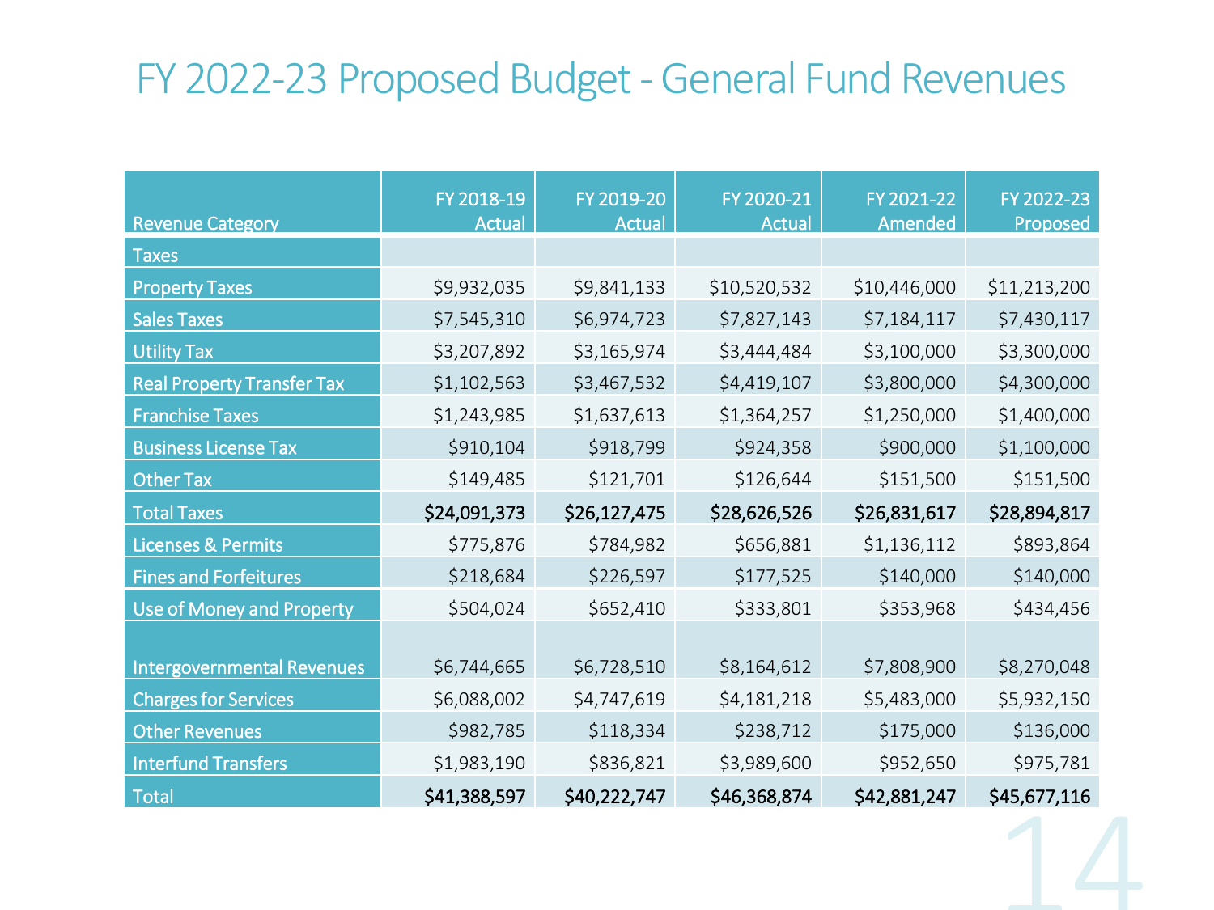# FY 2022-23 Proposed Budget - General Fund Revenues

| Revenue Category | FY 2018-19 Actual | FY 2019-20 Actual | FY 2020-21 Actual | FY 2021-22 Amended | FY 2022-23 Proposed |
|---|---|---|---|---|---|
| Taxes | | | | | |
| Property Taxes | $9,932,035 | $9,841,133 | $10,520,532 | $10,446,000 | $11,213,200 |
| Sales Taxes | $7,545,310 | $6,974,723 | $7,827,143 | $7,184,117 | $7,430,117 |
| Utility Tax | $3,207,892 | $3,165,974 | $3,444,484 | $3,100,000 | $3,300,000 |
| Real Property Transfer Tax | $1,102,563 | $3,467,532 | $4,419,107 | $3,800,000 | $4,300,000 |
| Franchise Taxes | $1,243,985 | $1,637,613 | $1,364,257 | $1,250,000 | $1,400,000 |
| Business License Tax | $910,104 | $918,799 | $924,358 | $900,000 | $1,100,000 |
| Other Tax | $149,485 | $121,701 | $126,644 | $151,500 | $151,500 |
| Total Taxes | **$24,091,373** | **$26,127,475** | **$28,626,526** | **$26,831,617** | **$28,894,817** |
| Licenses & Permits | $775,876 | $784,982 | $656,881 | $1,136,112 | $893,864 |
| Fines and Forfeitures | $218,684 | $226,597 | $177,525 | $140,000 | $140,000 |
| Use of Money and Property | $504,024 | $652,410 | $333,801 | $353,968 | $434,456 |
| Intergovernmental Revenues | $6,744,665 | $6,728,510 | $8,164,612 | $7,808,900 | $8,270,048 |
| Charges for Services | $6,088,002 | $4,747,619 | $4,181,218 | $5,483,000 | $5,932,150 |
| Other Revenues | $982,785 | $118,334 | $238,712 | $175,000 | $136,000 |
| Interfund Transfers | $1,983,190 | $836,821 | $3,989,600 | $952,650 | $975,781 |
| Total | **$41,388,597** | **$40,222,747** | **$46,368,874** | **$42,881,247** | **$45,677,116** |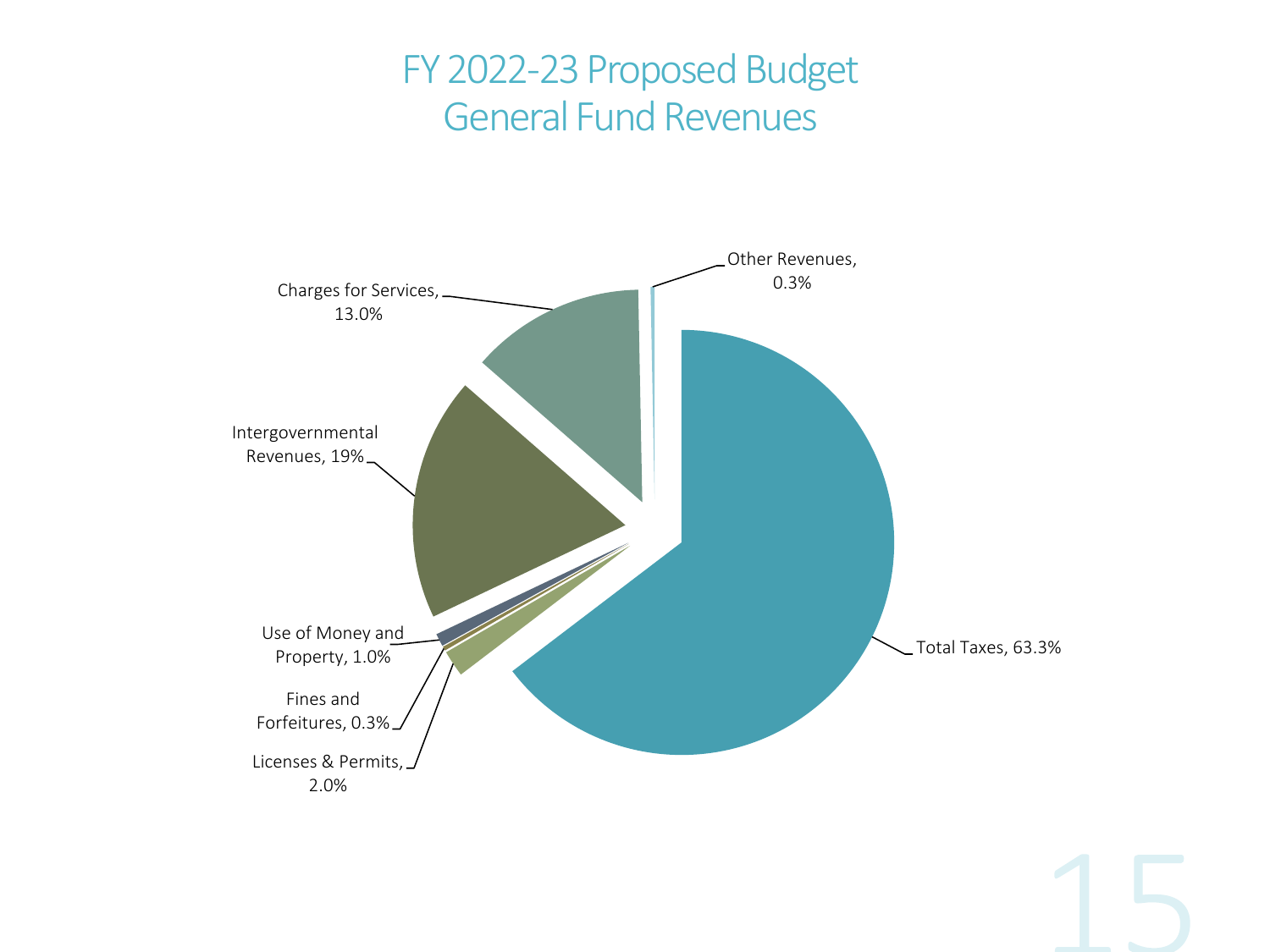# FY 2022-23 Proposed Budget
## General Fund Revenues

Other Revenues, 0.3%

Charges for Services, 13.0%

Intergovernmental Revenues, 19%

Use of Money and Property, 1.0%

Fines and Forfeitures, 0.3%

Licenses & Permits, 2.0%

Total Taxes, 63.3%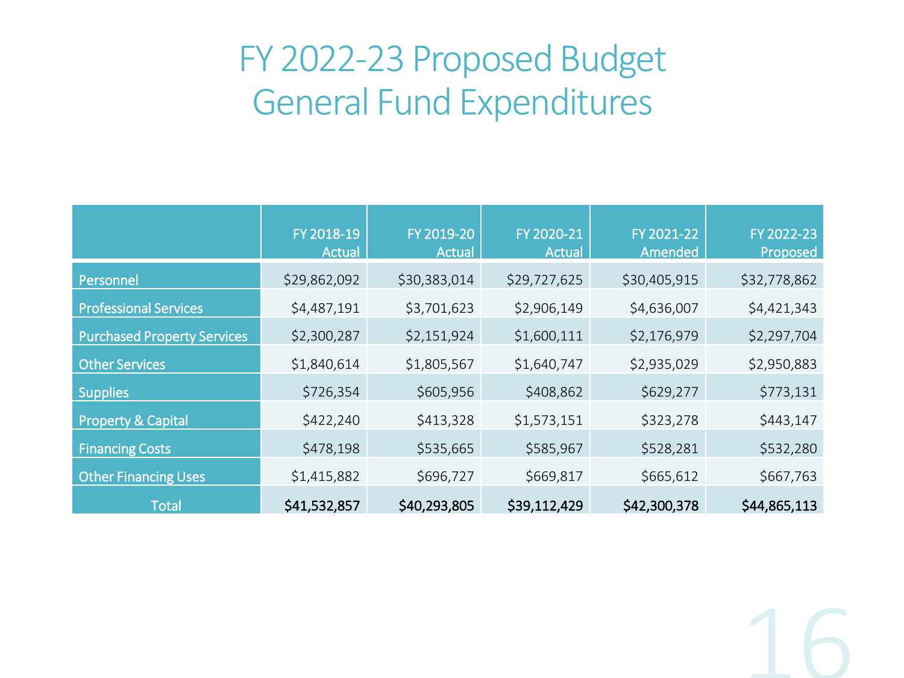# FY 2022-23 Proposed Budget
## General Fund Expenditures

| | FY 2018-19 Actual | FY 2019-20 Actual | FY 2020-21 Actual | FY 2021-22 Amended | FY 2022-23 Proposed |
|---|---|---|---|---|---|
| Personnel | $29,862,092 | $30,383,014 | $29,727,625 | $30,405,915 | $32,778,862 |
| Professional Services | $4,487,191 | $3,701,623 | $2,906,149 | $4,636,007 | $4,421,343 |
| Purchased Property Services | $2,300,287 | $2,151,924 | $1,600,111 | $2,176,979 | $2,297,704 |
| Other Services | $1,840,614 | $1,805,567 | $1,640,747 | $2,935,029 | $2,950,883 |
| Supplies | $726,354 | $605,956 | $408,862 | $629,277 | $773,131 |
| Property & Capital | $422,240 | $413,328 | $1,573,151 | $323,278 | $443,147 |
| Financing Costs | $478,198 | $535,665 | $585,967 | $528,281 | $532,280 |
| Other Financing Uses | $1,415,882 | $696,727 | $669,817 | $665,612 | $667,763 |
| Total | **$41,532,857** | **$40,293,805** | **$39,112,429** | **$42,300,378** | **$44,865,113** |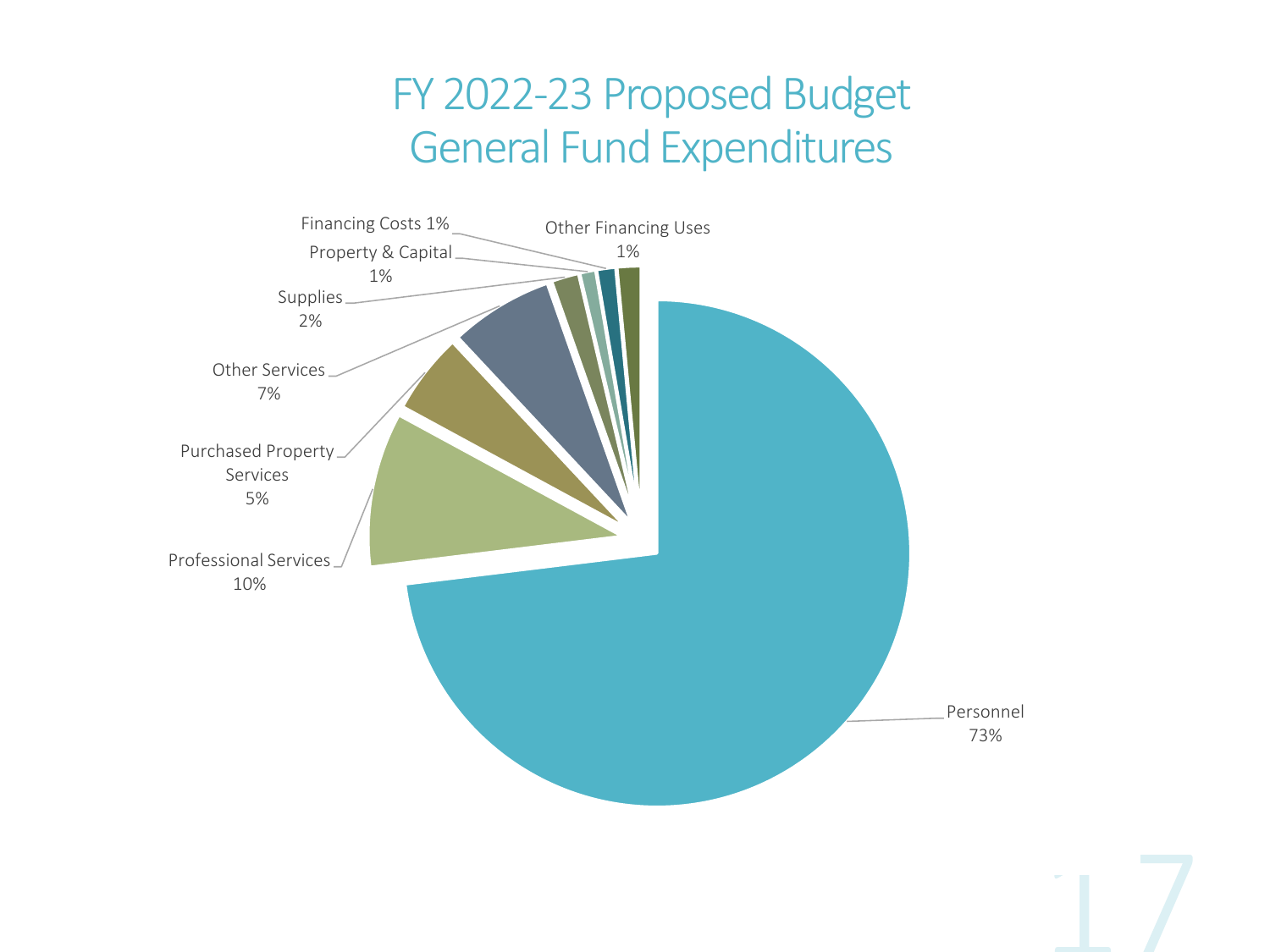# FY 2022-23 Proposed Budget
# General Fund Expenditures

| Category | Percentage |
|---|---|
| Personnel | 73% |
| Professional Services | 10% |
| Purchased Property Services | 5% |
| Other Services | 7% |
| Supplies | 2% |
| Property & Capital | 1% |
| Financing Costs | 1% |
| Other Financing Uses | 1% |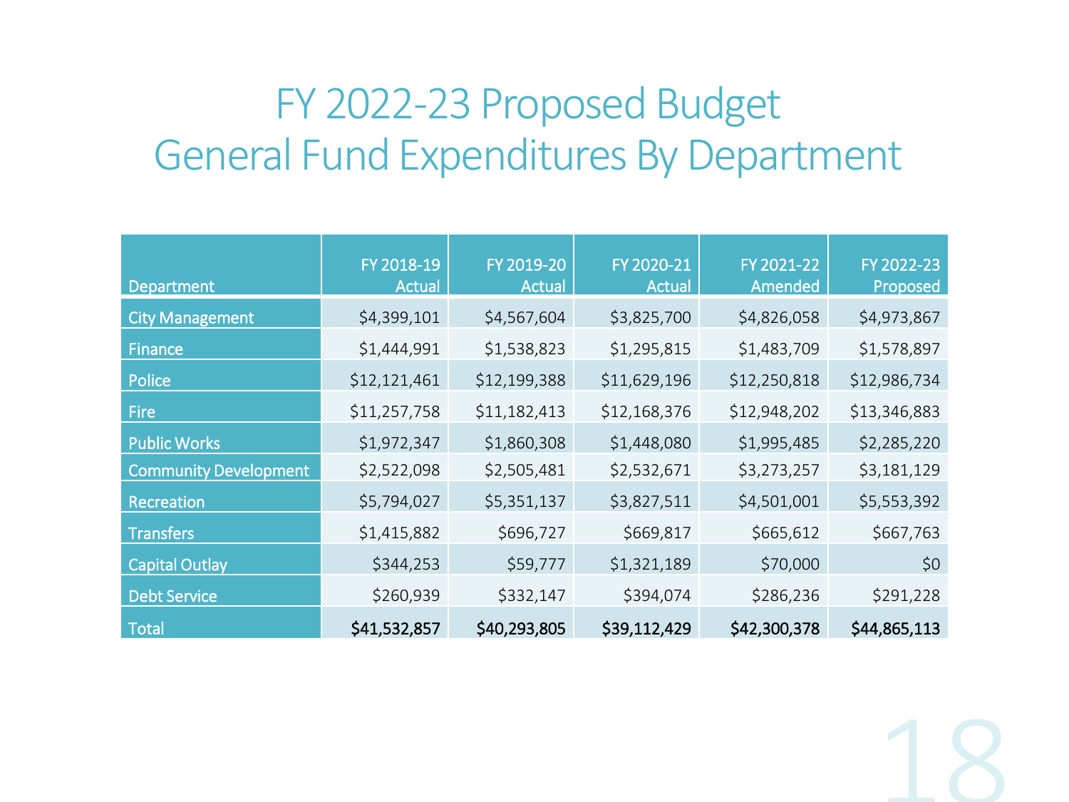# FY 2022-23 Proposed Budget
# General Fund Expenditures By Department

| Department | FY 2018-19 Actual | FY 2019-20 Actual | FY 2020-21 Actual | FY 2021-22 Amended | FY 2022-23 Proposed |
|---|---|---|---|---|---|
| City Management | $4,399,101 | $4,567,604 | $3,825,700 | $4,826,058 | $4,973,867 |
| Finance | $1,444,991 | $1,538,823 | $1,295,815 | $1,483,709 | $1,578,897 |
| Police | $12,121,461 | $12,199,388 | $11,629,196 | $12,250,818 | $12,986,734 |
| Fire | $11,257,758 | $11,182,413 | $12,168,376 | $12,948,202 | $13,346,883 |
| Public Works | $1,972,347 | $1,860,308 | $1,448,080 | $1,995,485 | $2,285,220 |
| Community Development | $2,522,098 | $2,505,481 | $2,532,671 | $3,273,257 | $3,181,129 |
| Recreation | $5,794,027 | $5,351,137 | $3,827,511 | $4,501,001 | $5,553,392 |
| Transfers | $1,415,882 | $696,727 | $669,817 | $665,612 | $667,763 |
| Capital Outlay | $344,253 | $59,777 | $1,321,189 | $70,000 | $0 |
| Debt Service | $260,939 | $332,147 | $394,074 | $286,236 | $291,228 |
| Total | **$41,532,857** | **$40,293,805** | **$39,112,429** | **$42,300,378** | **$44,865,113** |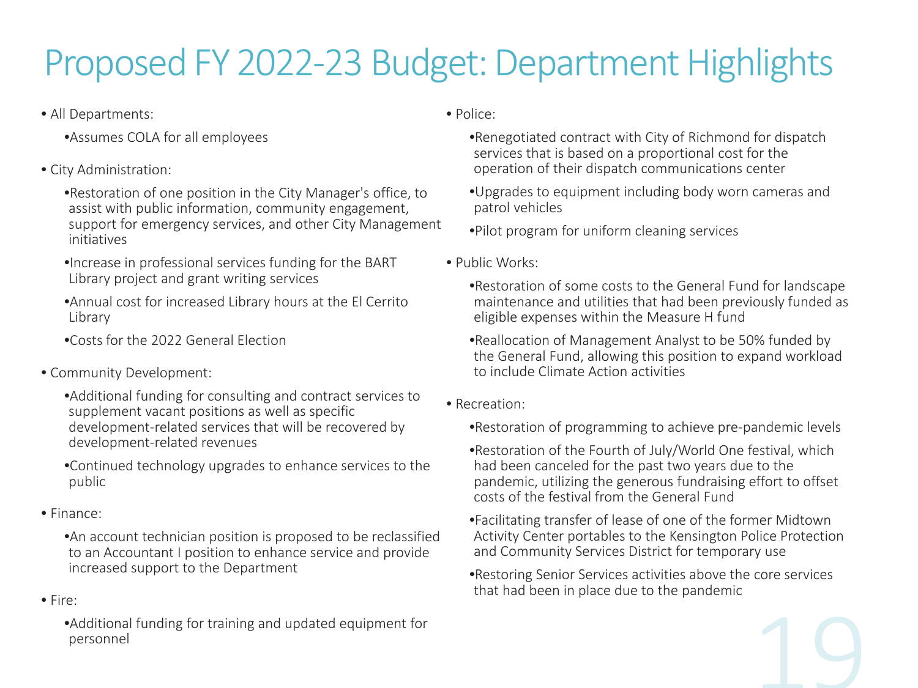# Proposed FY 2022-23 Budget: Department Highlights

- All Departments:
  - Assumes COLA for all employees
- City Administration:
  - Restoration of one position in the City Manager's office, to assist with public information, community engagement, support for emergency services, and other City Management initiatives
  - Increase in professional services funding for the BART Library project and grant writing services
  - Annual cost for increased Library hours at the El Cerrito Library
  - Costs for the 2022 General Election
- Community Development:
  - Additional funding for consulting and contract services to supplement vacant positions as well as specific development-related services that will be recovered by development-related revenues
  - Continued technology upgrades to enhance services to the public
- Finance:
  - An account technician position is proposed to be reclassified to an Accountant I position to enhance service and provide increased support to the Department
- Fire:
  - Additional funding for training and updated equipment for personnel
- Police:
  - Renegotiated contract with City of Richmond for dispatch services that is based on a proportional cost for the operation of their dispatch communications center
  - Upgrades to equipment including body worn cameras and patrol vehicles
  - Pilot program for uniform cleaning services
- Public Works:
  - Restoration of some costs to the General Fund for landscape maintenance and utilities that had been previously funded as eligible expenses within the Measure H fund
  - Reallocation of Management Analyst to be 50% funded by the General Fund, allowing this position to expand workload to include Climate Action activities
- Recreation:
  - Restoration of programming to achieve pre-pandemic levels
  - Restoration of the Fourth of July/World One festival, which had been canceled for the past two years due to the pandemic, utilizing the generous fundraising effort to offset costs of the festival from the General Fund
  - Facilitating transfer of lease of one of the former Midtown Activity Center portables to the Kensington Police Protection and Community Services District for temporary use
  - Restoring Senior Services activities above the core services that had been in place due to the pandemic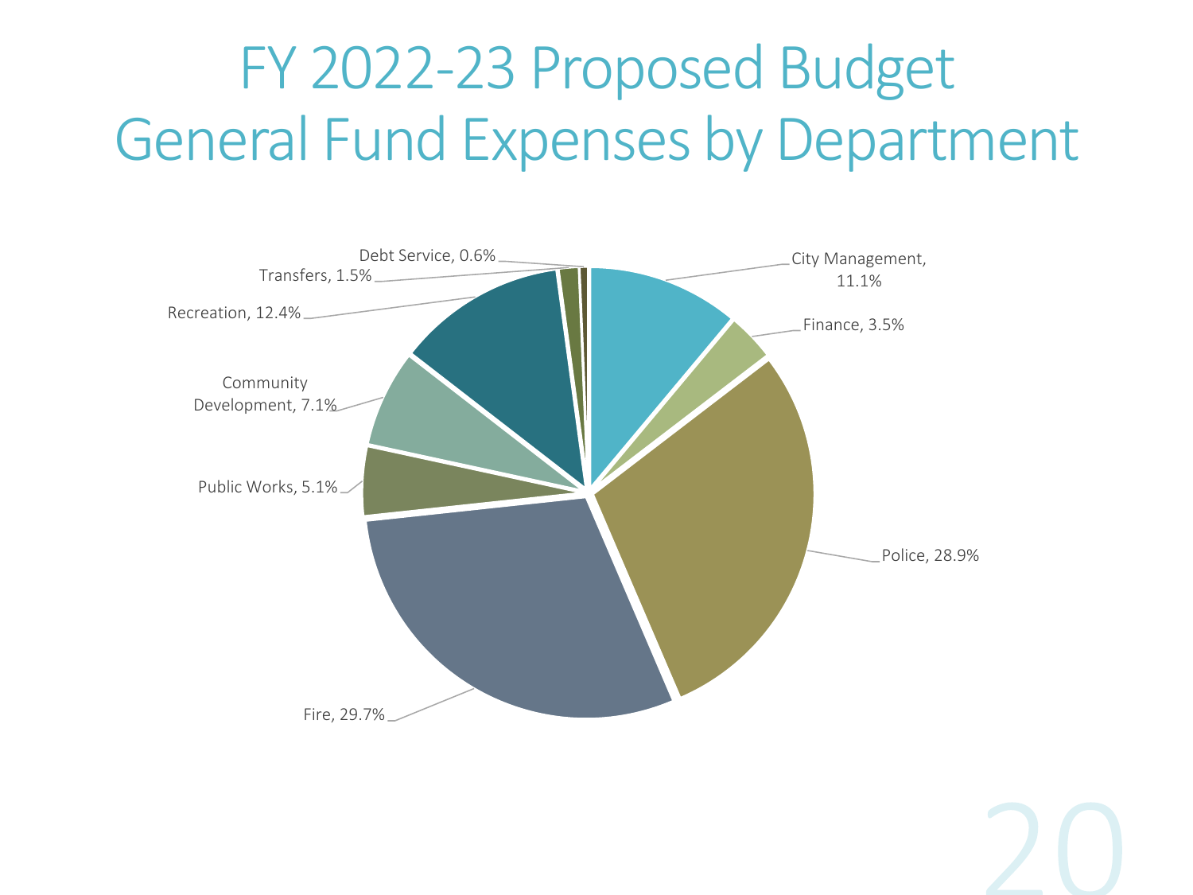# FY 2022-23 Proposed Budget General Fund Expenses by Department

- City Management, 11.1%
- Finance, 3.5%
- Police, 28.9%
- Fire, 29.7%
- Public Works, 5.1%
- Community Development, 7.1%
- Recreation, 12.4%
- Transfers, 1.5%
- Debt Service, 0.6%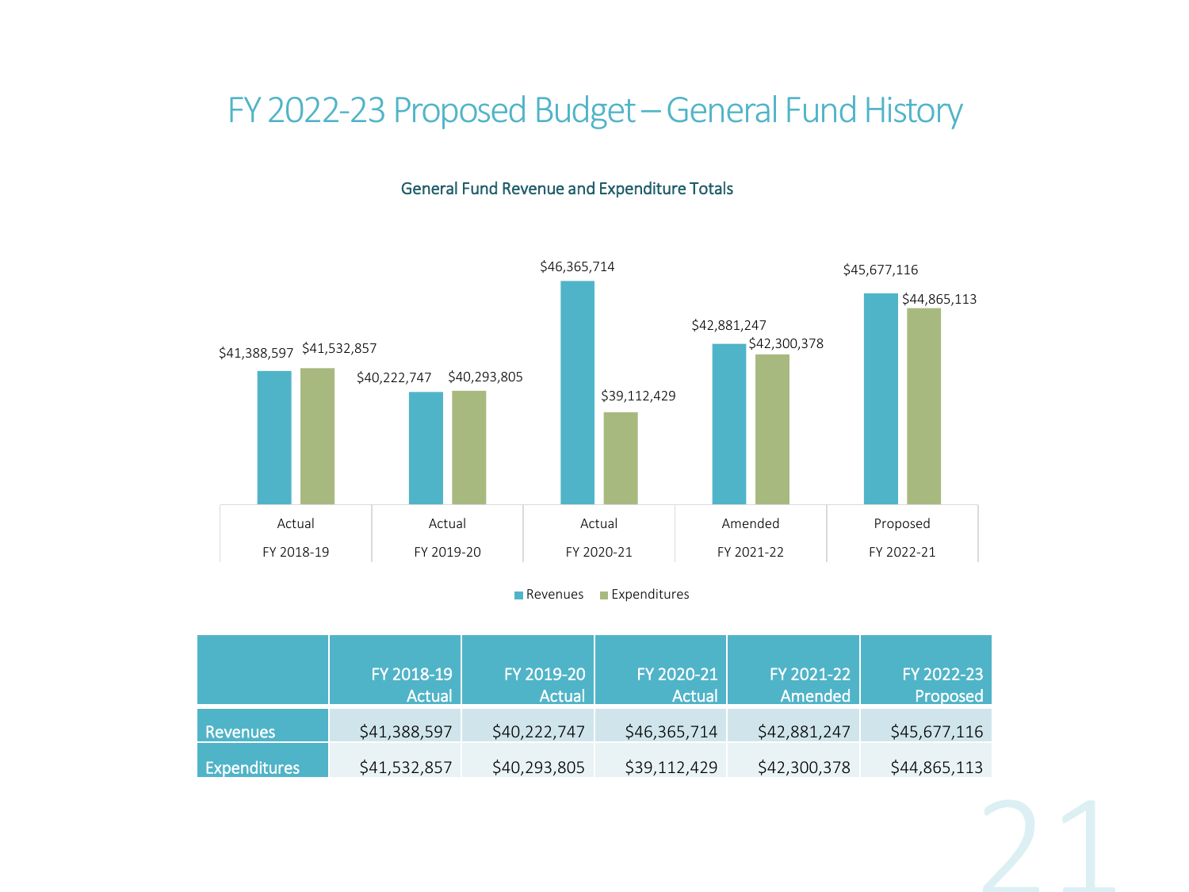# FY 2022-23 Proposed Budget – General Fund History

## General Fund Revenue and Expenditure Totals

| | Actual FY 2018-19 | Actual FY 2019-20 | Actual FY 2020-21 | Amended FY 2021-22 | Proposed FY 2022-21 |
|---|---|---|---|---|---|
| Revenues | $41,388,597 | $40,222,747 | $46,365,714 | $42,881,247 | $45,677,116 |
| Expenditures | $41,532,857 | $40,293,805 | $39,112,429 | $42,300,378 | $44,865,113 |

| | FY 2018-19 Actual | FY 2019-20 Actual | FY 2020-21 Actual | FY 2021-22 Amended | FY 2022-23 Proposed |
|---|---|---|---|---|---|
| Revenues | $41,388,597 | $40,222,747 | $46,365,714 | $42,881,247 | $45,677,116 |
| Expenditures | $41,532,857 | $40,293,805 | $39,112,429 | $42,300,378 | $44,865,113 |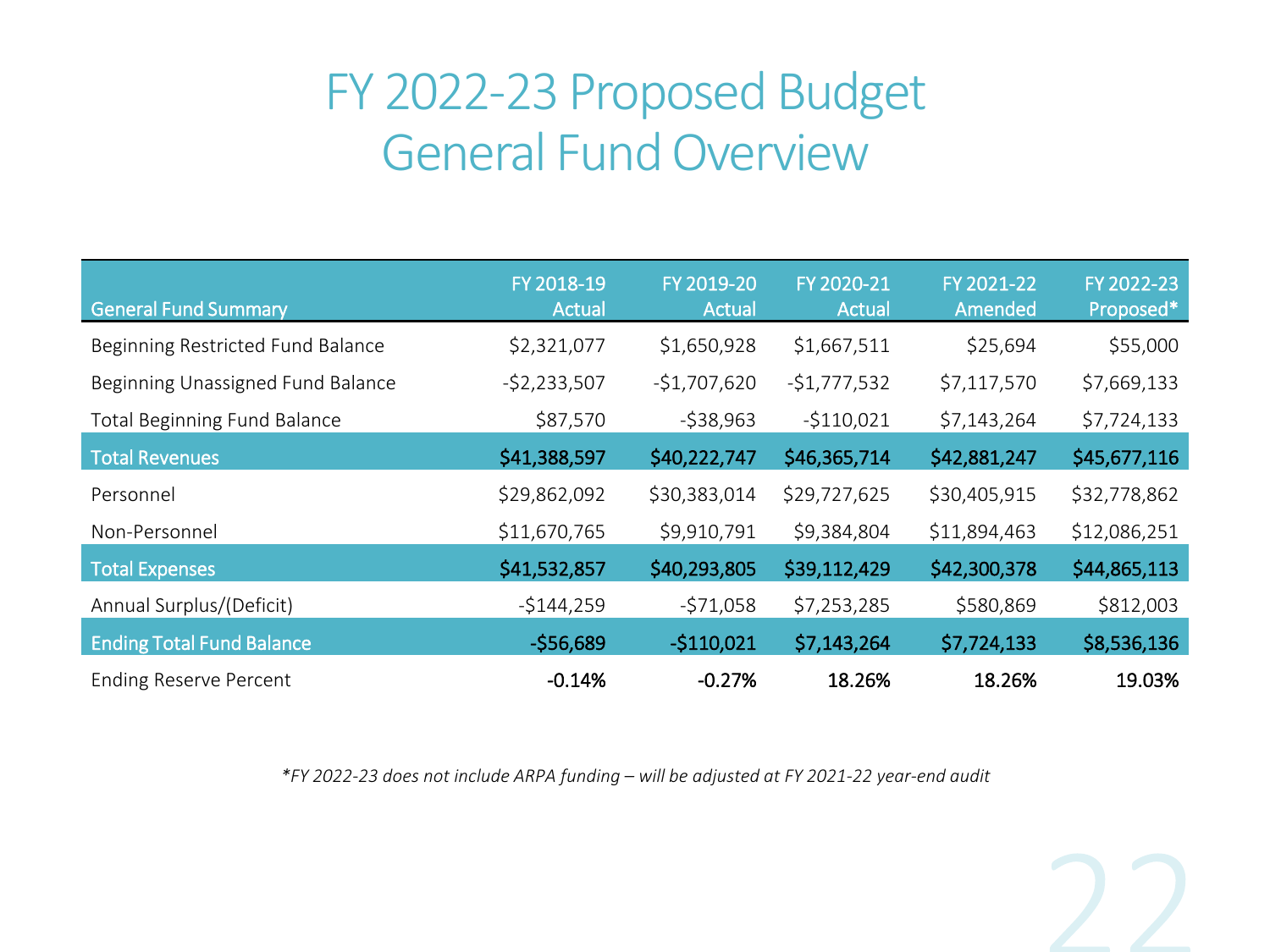# FY 2022-23 Proposed Budget
# General Fund Overview

| General Fund Summary | FY 2018-19 Actual | FY 2019-20 Actual | FY 2020-21 Actual | FY 2021-22 Amended | FY 2022-23 Proposed* |
|---|---|---|---|---|---|
| Beginning Restricted Fund Balance | $2,321,077 | $1,650,928 | $1,667,511 | $25,694 | $55,000 |
| Beginning Unassigned Fund Balance | -$2,233,507 | -$1,707,620 | -$1,777,532 | $7,117,570 | $7,669,133 |
| Total Beginning Fund Balance | $87,570 | -$38,963 | -$110,021 | $7,143,264 | $7,724,133 |
| **Total Revenues** | **$41,388,597** | **$40,222,747** | **$46,365,714** | **$42,881,247** | **$45,677,116** |
| Personnel | $29,862,092 | $30,383,014 | $29,727,625 | $30,405,915 | $32,778,862 |
| Non-Personnel | $11,670,765 | $9,910,791 | $9,384,804 | $11,894,463 | $12,086,251 |
| **Total Expenses** | **$41,532,857** | **$40,293,805** | **$39,112,429** | **$42,300,378** | **$44,865,113** |
| Annual Surplus/(Deficit) | -$144,259 | -$71,058 | $7,253,285 | $580,869 | $812,003 |
| **Ending Total Fund Balance** | **-$56,689** | **-$110,021** | **$7,143,264** | **$7,724,133** | **$8,536,136** |
| Ending Reserve Percent | -0.14% | -0.27% | 18.26% | 18.26% | 19.03% |

*\*FY 2022-23 does not include ARPA funding – will be adjusted at FY 2021-22 year-end audit*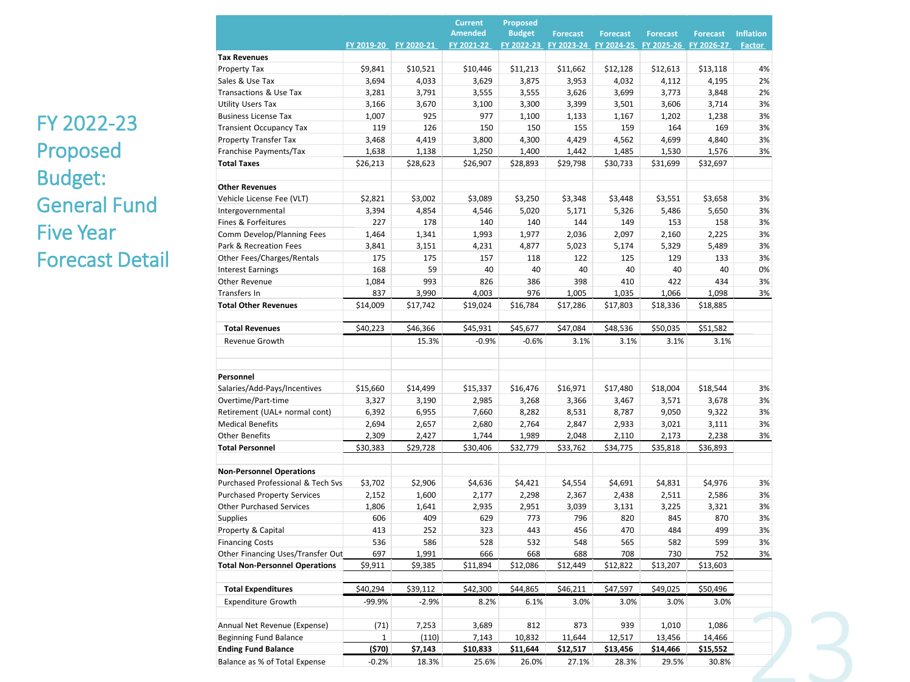# FY 2022-23 Proposed Budget: General Fund Five Year Forecast Detail

| | FY 2019-20 | FY 2020-21 | Current Amended FY 2021-22 | Proposed Budget FY 2022-23 | Forecast FY 2023-24 | Forecast FY 2024-25 | Forecast FY 2025-26 | Forecast FY 2026-27 | Inflation Factor |
|---|---|---|---|---|---|---|---|---|---|
| **Tax Revenues** | | | | | | | | | |
| Property Tax | $9,841 | $10,521 | $10,446 | $11,213 | $11,662 | $12,128 | $12,613 | $13,118 | 4% |
| Sales & Use Tax | 3,694 | 4,033 | 3,629 | 3,875 | 3,953 | 4,032 | 4,112 | 4,195 | 2% |
| Transactions & Use Tax | 3,281 | 3,791 | 3,555 | 3,555 | 3,626 | 3,699 | 3,773 | 3,848 | 2% |
| Utility Users Tax | 3,166 | 3,670 | 3,100 | 3,300 | 3,399 | 3,501 | 3,606 | 3,714 | 3% |
| Business License Tax | 1,007 | 925 | 977 | 1,100 | 1,133 | 1,167 | 1,202 | 1,238 | 3% |
| Transient Occupancy Tax | 119 | 126 | 150 | 150 | 155 | 159 | 164 | 169 | 3% |
| Property Transfer Tax | 3,468 | 4,419 | 3,800 | 4,300 | 4,429 | 4,562 | 4,699 | 4,840 | 3% |
| Franchise Payments/Tax | 1,638 | 1,138 | 1,250 | 1,400 | 1,442 | 1,485 | 1,530 | 1,576 | 3% |
| **Total Taxes** | $26,213 | $28,623 | $26,907 | $28,893 | $29,798 | $30,733 | $31,699 | $32,697 | |
| | | | | | | | | | |
| **Other Revenues** | | | | | | | | | |
| Vehicle License Fee (VLT) | $2,821 | $3,002 | $3,089 | $3,250 | $3,348 | $3,448 | $3,551 | $3,658 | 3% |
| Intergovernmental | 3,394 | 4,854 | 4,546 | 5,020 | 5,171 | 5,326 | 5,486 | 5,650 | 3% |
| Fines & Forfeitures | 227 | 178 | 140 | 140 | 144 | 149 | 153 | 158 | 3% |
| Comm Develop/Planning Fees | 1,464 | 1,341 | 1,993 | 1,977 | 2,036 | 2,097 | 2,160 | 2,225 | 3% |
| Park & Recreation Fees | 3,841 | 3,151 | 4,231 | 4,877 | 5,023 | 5,174 | 5,329 | 5,489 | 3% |
| Other Fees/Charges/Rentals | 175 | 175 | 157 | 118 | 122 | 125 | 129 | 133 | 3% |
| Interest Earnings | 168 | 59 | 40 | 40 | 40 | 40 | 40 | 40 | 0% |
| Other Revenue | 1,084 | 993 | 826 | 386 | 398 | 410 | 422 | 434 | 3% |
| Transfers In | 837 | 3,990 | 4,003 | 976 | 1,005 | 1,035 | 1,066 | 1,098 | 3% |
| **Total Other Revenues** | $14,009 | $17,742 | $19,024 | $16,784 | $17,286 | $17,803 | $18,336 | $18,885 | |
| | | | | | | | | | |
| **Total Revenues** | $40,223 | $46,366 | $45,931 | $45,677 | $47,084 | $48,536 | $50,035 | $51,582 | |
| Revenue Growth | | 15.3% | -0.9% | -0.6% | 3.1% | 3.1% | 3.1% | 3.1% | |
| | | | | | | | | | |
| **Personnel** | | | | | | | | | |
| Salaries/Add-Pays/Incentives | $15,660 | $14,499 | $15,337 | $16,476 | $16,971 | $17,480 | $18,004 | $18,544 | 3% |
| Overtime/Part-time | 3,327 | 3,190 | 2,985 | 3,268 | 3,366 | 3,467 | 3,571 | 3,678 | 3% |
| Retirement (UAL+ normal cont) | 6,392 | 6,955 | 7,660 | 8,282 | 8,531 | 8,787 | 9,050 | 9,322 | 3% |
| Medical Benefits | 2,694 | 2,657 | 2,680 | 2,764 | 2,847 | 2,933 | 3,021 | 3,111 | 3% |
| Other Benefits | 2,309 | 2,427 | 1,744 | 1,989 | 2,048 | 2,110 | 2,173 | 2,238 | 3% |
| **Total Personnel** | $30,383 | $29,728 | $30,406 | $32,779 | $33,762 | $34,775 | $35,818 | $36,893 | |
| | | | | | | | | | |
| **Non-Personnel Operations** | | | | | | | | | |
| Purchased Professional & Tech Svs | $3,702 | $2,906 | $4,636 | $4,421 | $4,554 | $4,691 | $4,831 | $4,976 | 3% |
| Purchased Property Services | 2,152 | 1,600 | 2,177 | 2,298 | 2,367 | 2,438 | 2,511 | 2,586 | 3% |
| Other Purchased Services | 1,806 | 1,641 | 2,935 | 2,951 | 3,039 | 3,131 | 3,225 | 3,321 | 3% |
| Supplies | 606 | 409 | 629 | 773 | 796 | 820 | 845 | 870 | 3% |
| Property & Capital | 413 | 252 | 323 | 443 | 456 | 470 | 484 | 499 | 3% |
| Financing Costs | 536 | 586 | 528 | 532 | 548 | 565 | 582 | 599 | 3% |
| Other Financing Uses/Transfer Out | 697 | 1,991 | 666 | 668 | 688 | 708 | 730 | 752 | 3% |
| **Total Non-Personnel Operations** | $9,911 | $9,385 | $11,894 | $12,086 | $12,449 | $12,822 | $13,207 | $13,603 | |
| | | | | | | | | | |
| **Total Expenditures** | $40,294 | $39,112 | $42,300 | $44,865 | $46,211 | $47,597 | $49,025 | $50,496 | |
| Expenditure Growth | -99.9% | -2.9% | 8.2% | 6.1% | 3.0% | 3.0% | 3.0% | 3.0% | |
| | | | | | | | | | |
| Annual Net Revenue (Expense) | (71) | 7,253 | 3,689 | 812 | 873 | 939 | 1,010 | 1,086 | |
| Beginning Fund Balance | 1 | (110) | 7,143 | 10,832 | 11,644 | 12,517 | 13,456 | 14,466 | |
| **Ending Fund Balance** | **($70)** | **$7,143** | **$10,833** | **$11,644** | **$12,517** | **$13,456** | **$14,466** | **$15,552** | |
| Balance as % of Total Expense | -0.2% | 18.3% | 25.6% | 26.0% | 27.1% | 28.3% | 29.5% | 30.8% | |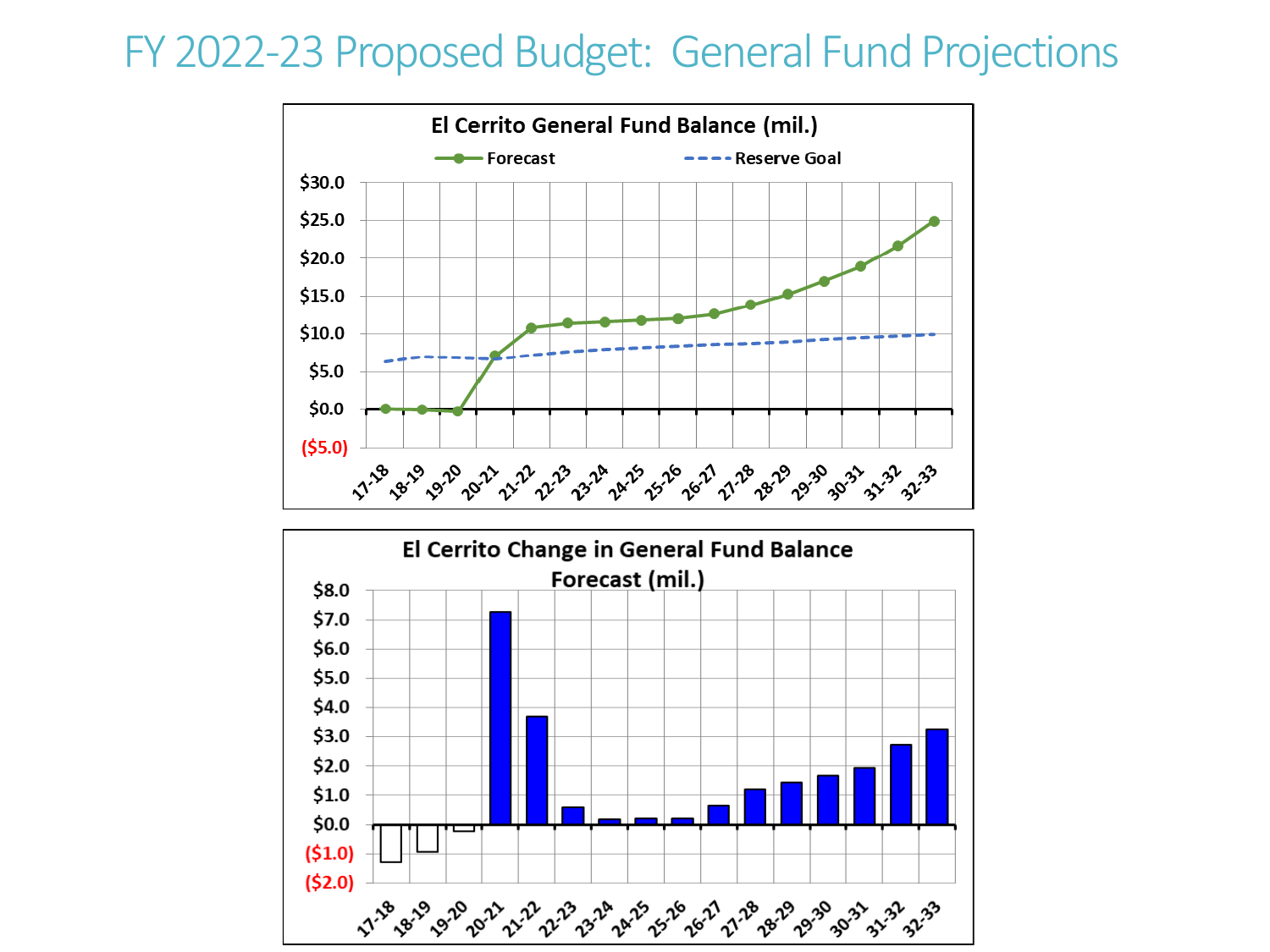# FY 2022-23 Proposed Budget: General Fund Projections

**El Cerrito General Fund Balance (mil.)**

Forecast — Reserve Goal

$30.0, $25.0, $20.0, $15.0, $10.0, $5.0, $0.0, ($5.0)

17-18, 18-19, 19-20, 20-21, 21-22, 22-23, 23-24, 24-25, 25-26, 26-27, 27-28, 28-29, 29-30, 30-31, 31-32, 32-33

**El Cerrito Change in General Fund Balance Forecast (mil.)**

$8.0, $7.0, $6.0, $5.0, $4.0, $3.0, $2.0, $1.0, $0.0, ($1.0), ($2.0)

17-18, 18-19, 19-20, 20-21, 21-22, 22-23, 23-24, 24-25, 25-26, 26-27, 27-28, 28-29, 29-30, 30-31, 31-32, 32-33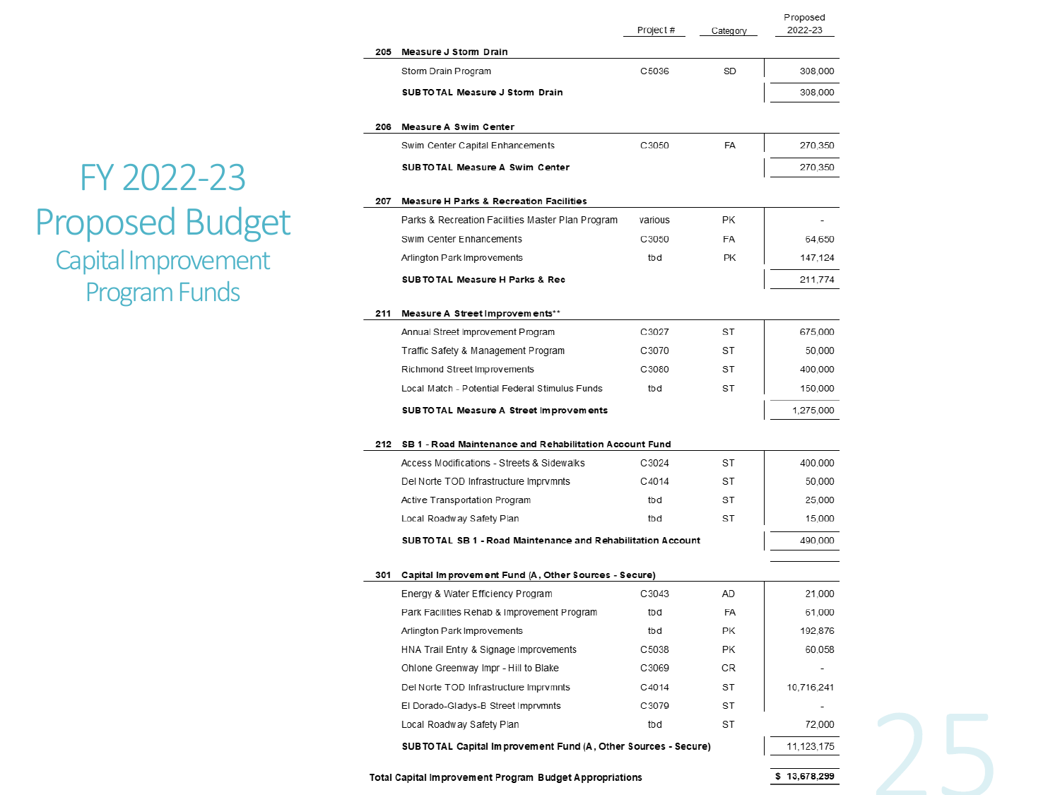# FY 2022-23 Proposed Budget

## Capital Improvement Program Funds

| | | Project # | Category | Proposed 2022-23 |
|---|---|---|---|---|
| **205** | **Measure J Storm Drain** | | | |
| | Storm Drain Program | C5036 | SD | 308,000 |
| | **SUBTOTAL Measure J Storm Drain** | | | 308,000 |
| **206** | **Measure A Swim Center** | | | |
| | Swim Center Capital Enhancements | C3050 | FA | 270,350 |
| | **SUBTOTAL Measure A Swim Center** | | | 270,350 |
| **207** | **Measure H Parks & Recreation Facilities** | | | |
| | Parks & Recreation Facilities Master Plan Program | various | PK | - |
| | Swim Center Enhancements | C3050 | FA | 64,650 |
| | Arlington Park Improvements | tbd | PK | 147,124 |
| | **SUBTOTAL Measure H Parks & Rec** | | | 211,774 |
| **211** | **Measure A Street Improvements**** | | | |
| | Annual Street Improvement Program | C3027 | ST | 675,000 |
| | Traffic Safety & Management Program | C3070 | ST | 50,000 |
| | Richmond Street Improvements | C3080 | ST | 400,000 |
| | Local Match - Potential Federal Stimulus Funds | tbd | ST | 150,000 |
| | **SUBTOTAL Measure A Street Improvements** | | | 1,275,000 |
| **212** | **SB 1 - Road Maintenance and Rehabilitation Account Fund** | | | |
| | Access Modifications - Streets & Sidewalks | C3024 | ST | 400,000 |
| | Del Norte TOD Infrastructure Imprvmnts | C4014 | ST | 50,000 |
| | Active Transportation Program | tbd | ST | 25,000 |
| | Local Roadway Safety Plan | tbd | ST | 15,000 |
| | **SUBTOTAL SB 1 - Road Maintenance and Rehabilitation Account** | | | 490,000 |
| **301** | **Capital Improvement Fund (A, Other Sources - Secure)** | | | |
| | Energy & Water Efficiency Program | C3043 | AD | 21,000 |
| | Park Facilities Rehab & Improvement Program | tbd | FA | 61,000 |
| | Arlington Park Improvements | tbd | PK | 192,876 |
| | HNA Trail Entry & Signage Improvements | C5038 | PK | 60,058 |
| | Ohlone Greenway Impr - Hill to Blake | C3069 | CR | - |
| | Del Norte TOD Infrastructure Imprvmnts | C4014 | ST | 10,716,241 |
| | El Dorado-Gladys-B Street Imprvmnts | C3079 | ST | - |
| | Local Roadway Safety Plan | tbd | ST | 72,000 |
| | **SUBTOTAL Capital Improvement Fund (A, Other Sources - Secure)** | | | 11,123,175 |
| **Total Capital Improvement Program Budget Appropriations** | | | | **$ 13,678,299** |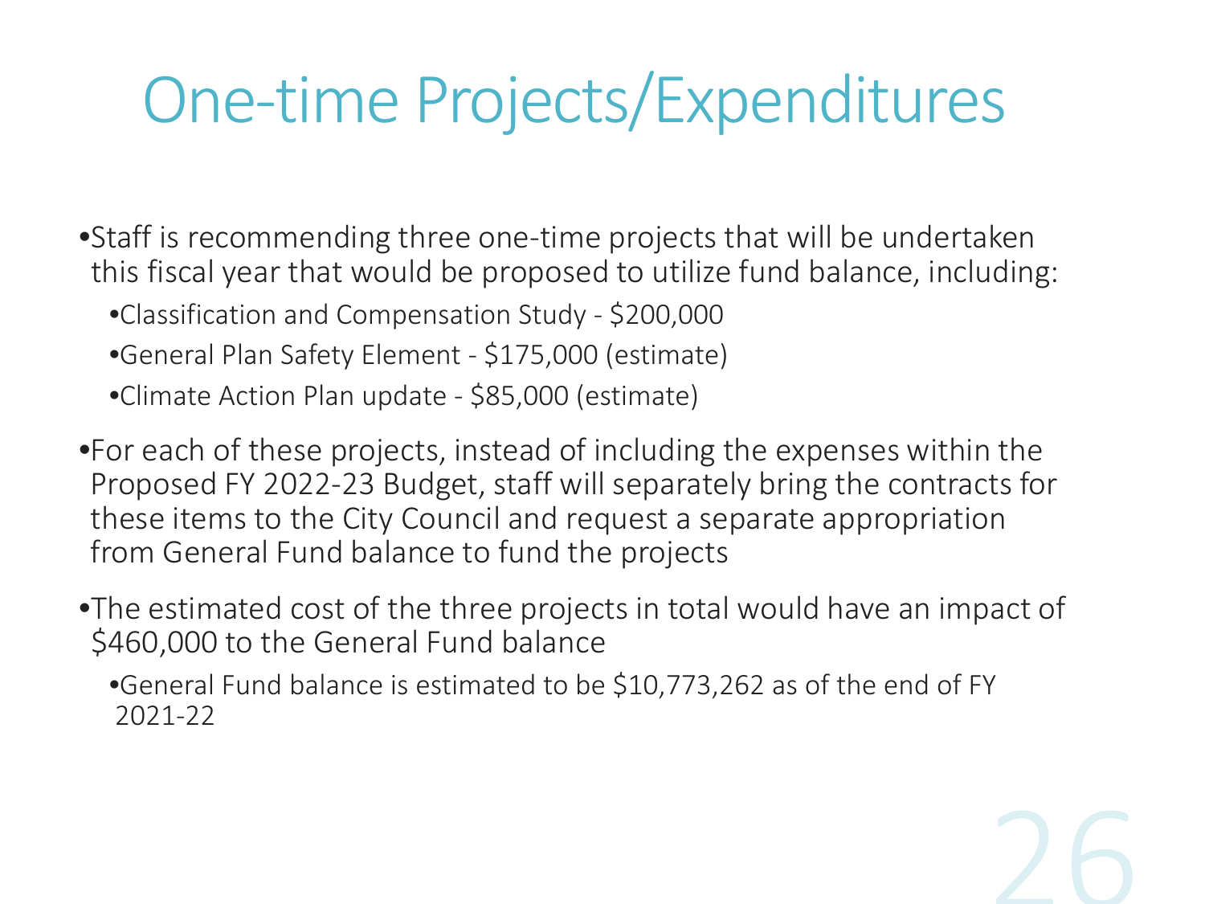# One-time Projects/Expenditures

- Staff is recommending three one-time projects that will be undertaken this fiscal year that would be proposed to utilize fund balance, including:
  - Classification and Compensation Study - $200,000
  - General Plan Safety Element - $175,000 (estimate)
  - Climate Action Plan update - $85,000 (estimate)
- For each of these projects, instead of including the expenses within the Proposed FY 2022-23 Budget, staff will separately bring the contracts for these items to the City Council and request a separate appropriation from General Fund balance to fund the projects
- The estimated cost of the three projects in total would have an impact of $460,000 to the General Fund balance
  - General Fund balance is estimated to be $10,773,262 as of the end of FY 2021-22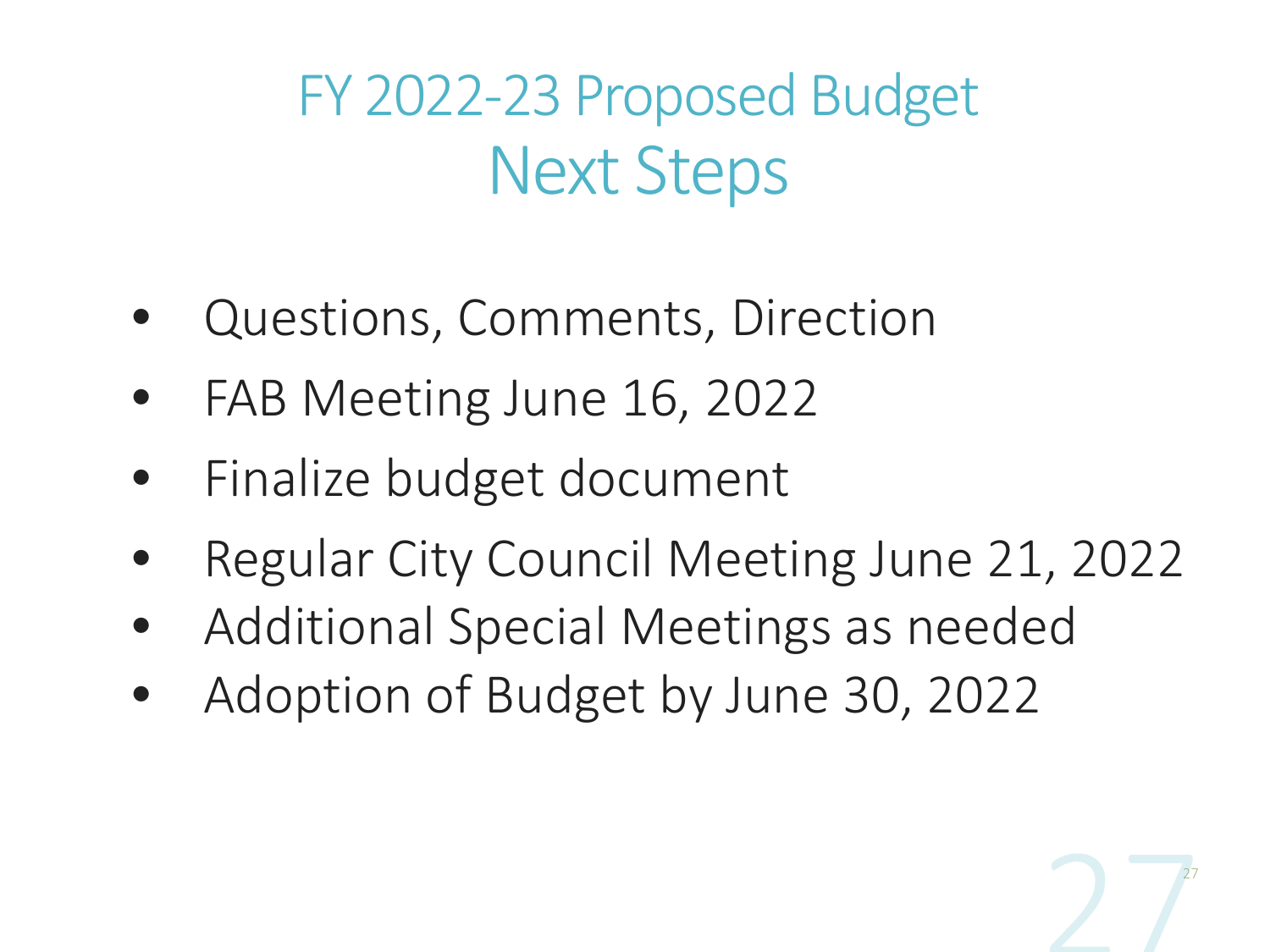# FY 2022-23 Proposed Budget
## Next Steps

- Questions, Comments, Direction
- FAB Meeting June 16, 2022
- Finalize budget document
- Regular City Council Meeting June 21, 2022
- Additional Special Meetings as needed
- Adoption of Budget by June 30, 2022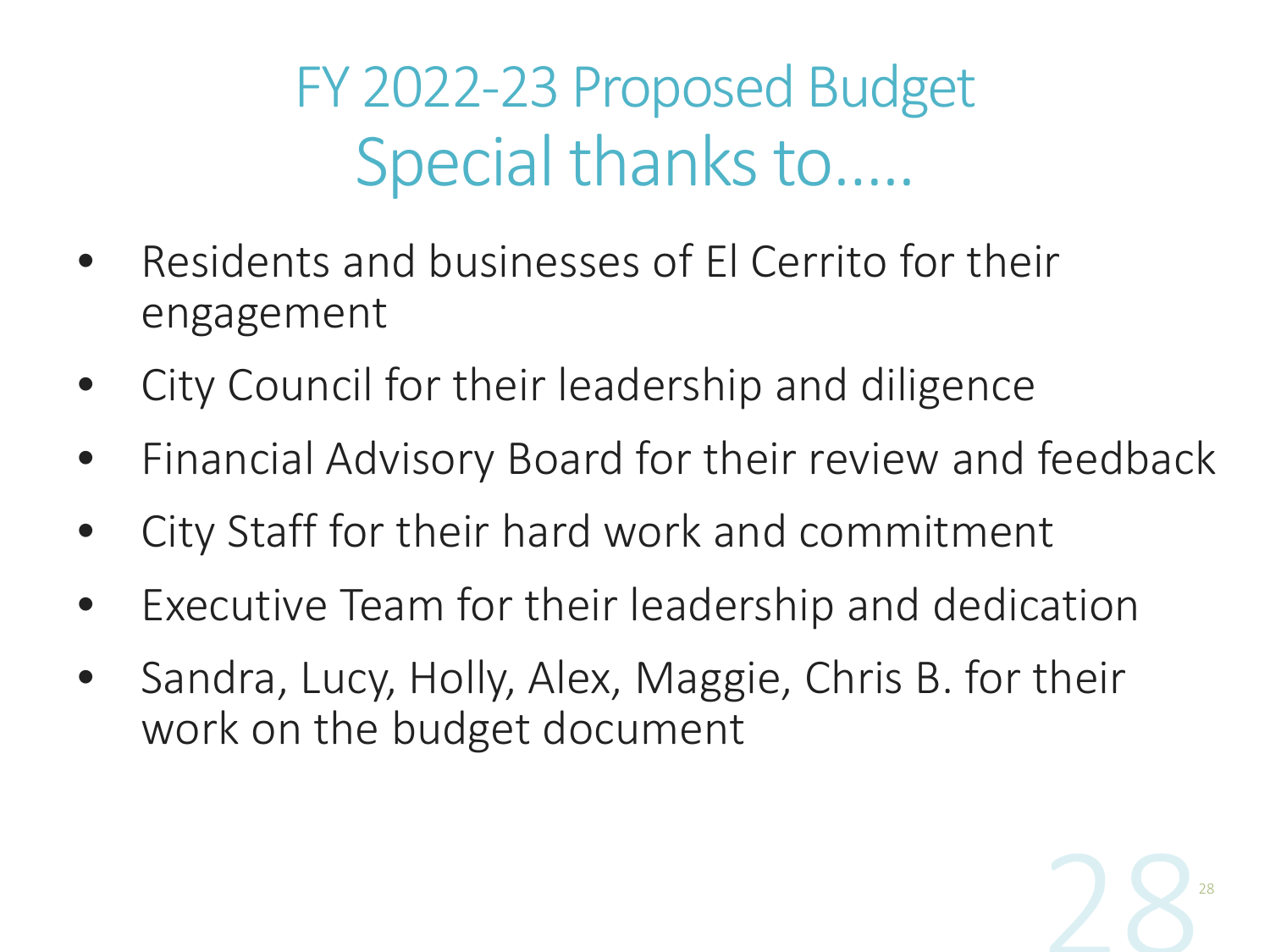# FY 2022-23 Proposed Budget

## Special thanks to.....

- Residents and businesses of El Cerrito for their engagement
- City Council for their leadership and diligence
- Financial Advisory Board for their review and feedback
- City Staff for their hard work and commitment
- Executive Team for their leadership and dedication
- Sandra, Lucy, Holly, Alex, Maggie, Chris B. for their work on the budget document